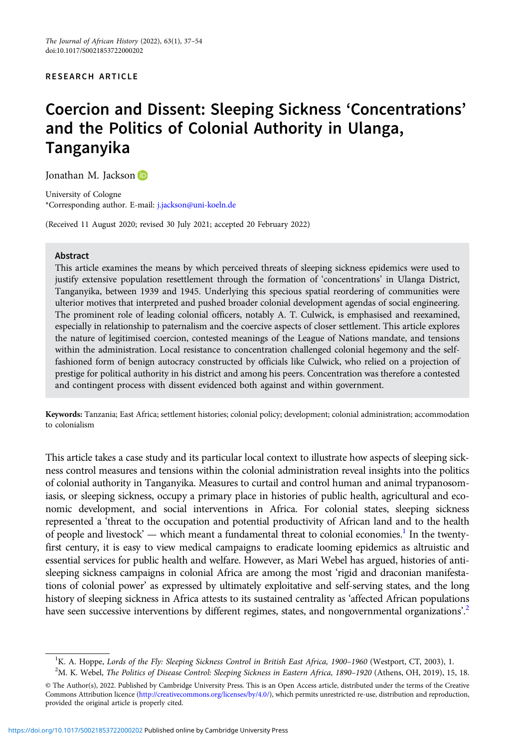RESEARCH ARTICLE

# Coercion and Dissent: Sleeping Sickness 'Concentrations' and the Politics of Colonial Authority in Ulanga, Tanganyika

Jonathan M. Jackson

University of Cologne
*Corresponding author. E-mail: j.jackson@uni-koeln.de

(Received 11 August 2020; revised 30 July 2021; accepted 20 February 2022)

## Abstract

This article examines the means by which perceived threats of sleeping sickness epidemics were used to justify extensive population resettlement through the formation of 'concentrations' in Ulanga District, Tanganyika, between 1939 and 1945. Underlying this specious spatial reordering of communities were ulterior motives that interpreted and pushed broader colonial development agendas of social engineering. The prominent role of leading colonial officers, notably A. T. Culwick, is emphasised and reexamined, especially in relationship to paternalism and the coercive aspects of closer settlement. This article explores the nature of legitimised coercion, contested meanings of the League of Nations mandate, and tensions within the administration. Local resistance to concentration challenged colonial hegemony and the self-fashioned form of benign autocracy constructed by officials like Culwick, who relied on a projection of prestige for political authority in his district and among his peers. Concentration was therefore a contested and contingent process with dissent evidenced both against and within government.

**Keywords:** Tanzania; East Africa; settlement histories; colonial policy; development; colonial administration; accommodation to colonialism

This article takes a case study and its particular local context to illustrate how aspects of sleeping sickness control measures and tensions within the colonial administration reveal insights into the politics of colonial authority in Tanganyika. Measures to curtail and control human and animal trypanosomiasis, or sleeping sickness, occupy a primary place in histories of public health, agricultural and economic development, and social interventions in Africa. For colonial states, sleeping sickness represented a 'threat to the occupation and potential productivity of African land and to the health of people and livestock' — which meant a fundamental threat to colonial economies.[1] In the twenty-first century, it is easy to view medical campaigns to eradicate looming epidemics as altruistic and essential services for public health and welfare. However, as Mari Webel has argued, histories of anti-sleeping sickness campaigns in colonial Africa are among the most 'rigid and draconian manifestations of colonial power' as expressed by ultimately exploitative and self-serving states, and the long history of sleeping sickness in Africa attests to its sustained centrality as 'affected African populations have seen successive interventions by different regimes, states, and nongovernmental organizations'.[2]

[1] K. A. Hoppe, *Lords of the Fly: Sleeping Sickness Control in British East Africa, 1900–1960* (Westport, CT, 2003), 1.

[2] M. K. Webel, *The Politics of Disease Control: Sleeping Sickness in Eastern Africa, 1890–1920* (Athens, OH, 2019), 15, 18.

© The Author(s), 2022. Published by Cambridge University Press. This is an Open Access article, distributed under the terms of the Creative Commons Attribution licence (http://creativecommons.org/licenses/by/4.0/), which permits unrestricted re-use, distribution and reproduction, provided the original article is properly cited.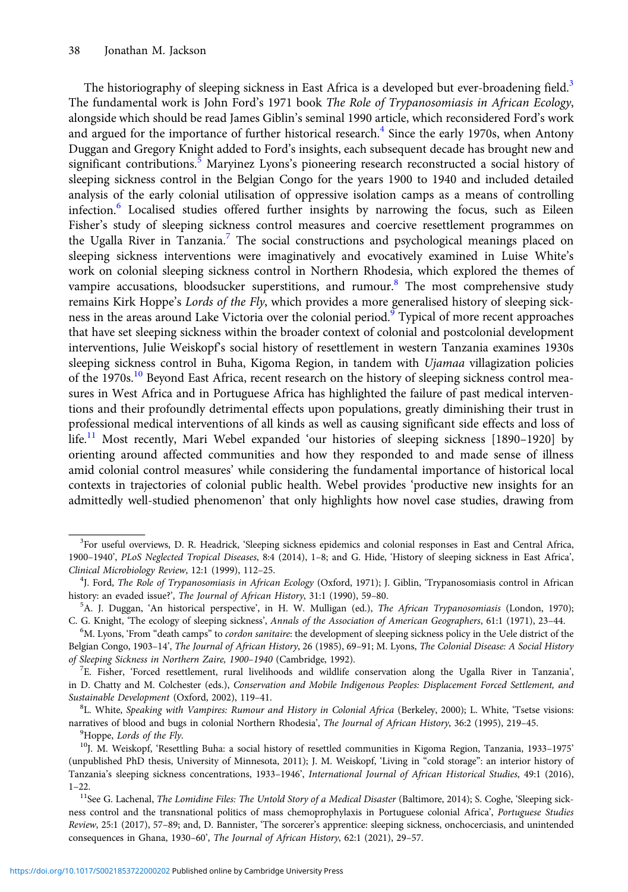The historiography of sleeping sickness in East Africa is a developed but ever-broadening field.[3] The fundamental work is John Ford's 1971 book *The Role of Trypanosomiasis in African Ecology*, alongside which should be read James Giblin's seminal 1990 article, which reconsidered Ford's work and argued for the importance of further historical research.[4] Since the early 1970s, when Antony Duggan and Gregory Knight added to Ford's insights, each subsequent decade has brought new and significant contributions.[5] Maryinez Lyons's pioneering research reconstructed a social history of sleeping sickness control in the Belgian Congo for the years 1900 to 1940 and included detailed analysis of the early colonial utilisation of oppressive isolation camps as a means of controlling infection.[6] Localised studies offered further insights by narrowing the focus, such as Eileen Fisher's study of sleeping sickness control measures and coercive resettlement programmes on the Ugalla River in Tanzania.[7] The social constructions and psychological meanings placed on sleeping sickness interventions were imaginatively and evocatively examined in Luise White's work on colonial sleeping sickness control in Northern Rhodesia, which explored the themes of vampire accusations, bloodsucker superstitions, and rumour.[8] The most comprehensive study remains Kirk Hoppe's *Lords of the Fly*, which provides a more generalised history of sleeping sickness in the areas around Lake Victoria over the colonial period.[9] Typical of more recent approaches that have set sleeping sickness within the broader context of colonial and postcolonial development interventions, Julie Weiskopf's social history of resettlement in western Tanzania examines 1930s sleeping sickness control in Buha, Kigoma Region, in tandem with *Ujamaa* villagization policies of the 1970s.[10] Beyond East Africa, recent research on the history of sleeping sickness control measures in West Africa and in Portuguese Africa has highlighted the failure of past medical interventions and their profoundly detrimental effects upon populations, greatly diminishing their trust in professional medical interventions of all kinds as well as causing significant side effects and loss of life.[11] Most recently, Mari Webel expanded 'our histories of sleeping sickness [1890–1920] by orienting around affected communities and how they responded to and made sense of illness amid colonial control measures' while considering the fundamental importance of historical local contexts in trajectories of colonial public health. Webel provides 'productive new insights for an admittedly well-studied phenomenon' that only highlights how novel case studies, drawing from

---

[3] For useful overviews, D. R. Headrick, 'Sleeping sickness epidemics and colonial responses in East and Central Africa, 1900–1940', *PLoS Neglected Tropical Diseases*, 8:4 (2014), 1–8; and G. Hide, 'History of sleeping sickness in East Africa', *Clinical Microbiology Review*, 12:1 (1999), 112–25.

[4] J. Ford, *The Role of Trypanosomiasis in African Ecology* (Oxford, 1971); J. Giblin, 'Trypanosomiasis control in African history: an evaded issue?', *The Journal of African History*, 31:1 (1990), 59–80.

[5] A. J. Duggan, 'An historical perspective', in H. W. Mulligan (ed.), *The African Trypanosomiasis* (London, 1970); C. G. Knight, 'The ecology of sleeping sickness', *Annals of the Association of American Geographers*, 61:1 (1971), 23–44.

[6] M. Lyons, 'From "death camps" to *cordon sanitaire*: the development of sleeping sickness policy in the Uele district of the Belgian Congo, 1903–14', *The Journal of African History*, 26 (1985), 69–91; M. Lyons, *The Colonial Disease: A Social History of Sleeping Sickness in Northern Zaire, 1900–1940* (Cambridge, 1992).

[7] E. Fisher, 'Forced resettlement, rural livelihoods and wildlife conservation along the Ugalla River in Tanzania', in D. Chatty and M. Colchester (eds.), *Conservation and Mobile Indigenous Peoples: Displacement Forced Settlement, and Sustainable Development* (Oxford, 2002), 119–41.

[8] L. White, *Speaking with Vampires: Rumour and History in Colonial Africa* (Berkeley, 2000); L. White, 'Tsetse visions: narratives of blood and bugs in colonial Northern Rhodesia', *The Journal of African History*, 36:2 (1995), 219–45.

[9] Hoppe, *Lords of the Fly*.

[10] J. M. Weiskopf, 'Resettling Buha: a social history of resettled communities in Kigoma Region, Tanzania, 1933–1975' (unpublished PhD thesis, University of Minnesota, 2011); J. M. Weiskopf, 'Living in "cold storage": an interior history of Tanzania's sleeping sickness concentrations, 1933–1946', *International Journal of African Historical Studies*, 49:1 (2016), 1–22.

[11] See G. Lachenal, *The Lomidine Files: The Untold Story of a Medical Disaster* (Baltimore, 2014); S. Coghe, 'Sleeping sickness control and the transnational politics of mass chemoprophylaxis in Portuguese colonial Africa', *Portuguese Studies Review*, 25:1 (2017), 57–89; and, D. Bannister, 'The sorcerer's apprentice: sleeping sickness, onchocerciasis, and unintended consequences in Ghana, 1930–60', *The Journal of African History*, 62:1 (2021), 29–57.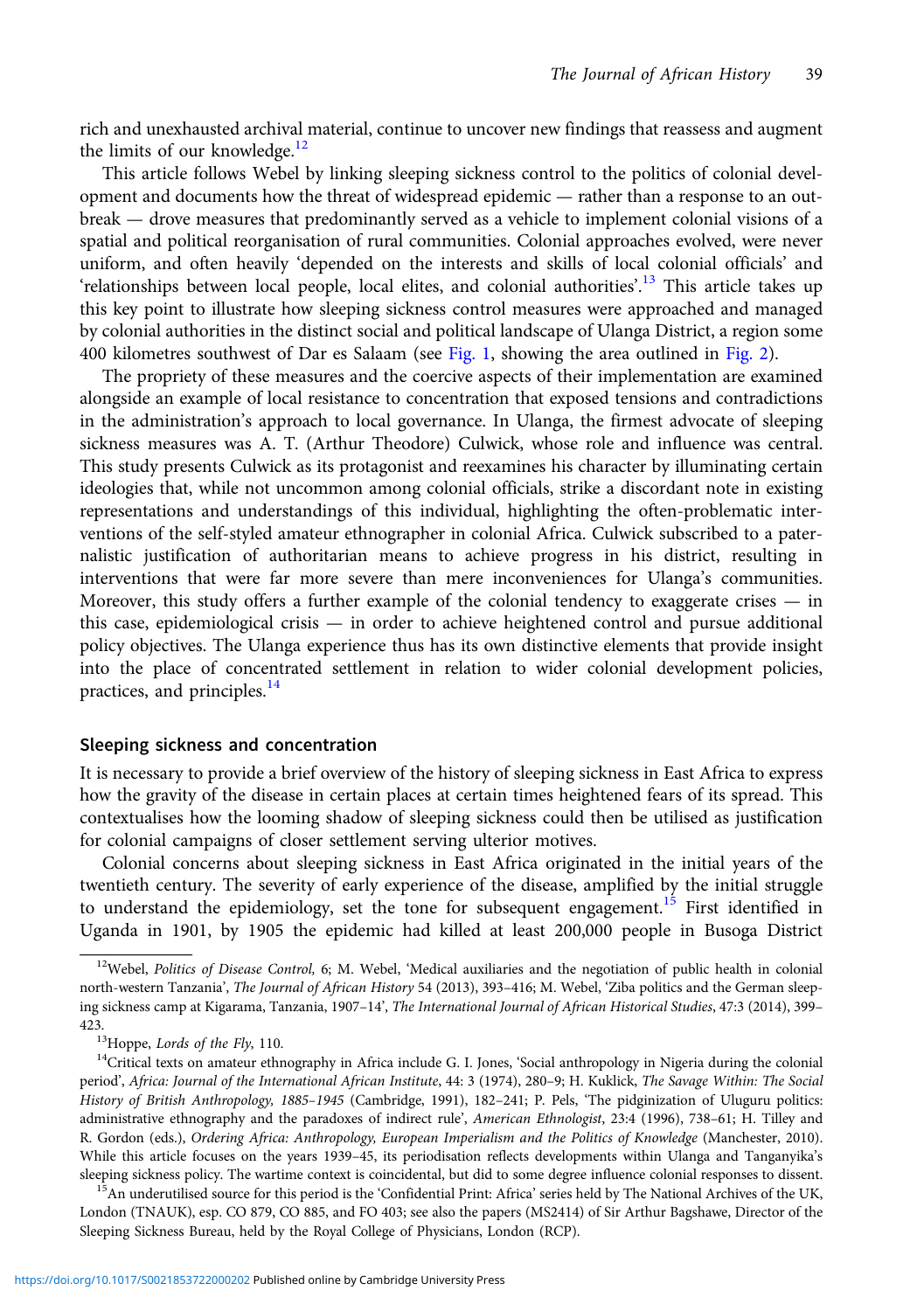rich and unexhausted archival material, continue to uncover new findings that reassess and augment the limits of our knowledge.[12]

This article follows Webel by linking sleeping sickness control to the politics of colonial development and documents how the threat of widespread epidemic — rather than a response to an outbreak — drove measures that predominantly served as a vehicle to implement colonial visions of a spatial and political reorganisation of rural communities. Colonial approaches evolved, were never uniform, and often heavily 'depended on the interests and skills of local colonial officials' and 'relationships between local people, local elites, and colonial authorities'.[13] This article takes up this key point to illustrate how sleeping sickness control measures were approached and managed by colonial authorities in the distinct social and political landscape of Ulanga District, a region some 400 kilometres southwest of Dar es Salaam (see Fig. 1, showing the area outlined in Fig. 2).

The propriety of these measures and the coercive aspects of their implementation are examined alongside an example of local resistance to concentration that exposed tensions and contradictions in the administration's approach to local governance. In Ulanga, the firmest advocate of sleeping sickness measures was A. T. (Arthur Theodore) Culwick, whose role and influence was central. This study presents Culwick as its protagonist and reexamines his character by illuminating certain ideologies that, while not uncommon among colonial officials, strike a discordant note in existing representations and understandings of this individual, highlighting the often-problematic interventions of the self-styled amateur ethnographer in colonial Africa. Culwick subscribed to a paternalistic justification of authoritarian means to achieve progress in his district, resulting in interventions that were far more severe than mere inconveniences for Ulanga's communities. Moreover, this study offers a further example of the colonial tendency to exaggerate crises — in this case, epidemiological crisis — in order to achieve heightened control and pursue additional policy objectives. The Ulanga experience thus has its own distinctive elements that provide insight into the place of concentrated settlement in relation to wider colonial development policies, practices, and principles.[14]

## Sleeping sickness and concentration

It is necessary to provide a brief overview of the history of sleeping sickness in East Africa to express how the gravity of the disease in certain places at certain times heightened fears of its spread. This contextualises how the looming shadow of sleeping sickness could then be utilised as justification for colonial campaigns of closer settlement serving ulterior motives.

Colonial concerns about sleeping sickness in East Africa originated in the initial years of the twentieth century. The severity of early experience of the disease, amplified by the initial struggle to understand the epidemiology, set the tone for subsequent engagement.[15] First identified in Uganda in 1901, by 1905 the epidemic had killed at least 200,000 people in Busoga District

---

[12] Webel, *Politics of Disease Control*, 6; M. Webel, 'Medical auxiliaries and the negotiation of public health in colonial north-western Tanzania', *The Journal of African History* 54 (2013), 393–416; M. Webel, 'Ziba politics and the German sleeping sickness camp at Kigarama, Tanzania, 1907–14', *The International Journal of African Historical Studies*, 47:3 (2014), 399–423.

[13] Hoppe, *Lords of the Fly*, 110.

[14] Critical texts on amateur ethnography in Africa include G. I. Jones, 'Social anthropology in Nigeria during the colonial period', *Africa: Journal of the International African Institute*, 44: 3 (1974), 280–9; H. Kuklick, *The Savage Within: The Social History of British Anthropology, 1885–1945* (Cambridge, 1991), 182–241; P. Pels, 'The pidginization of Uluguru politics: administrative ethnography and the paradoxes of indirect rule', *American Ethnologist*, 23:4 (1996), 738–61; H. Tilley and R. Gordon (eds.), *Ordering Africa: Anthropology, European Imperialism and the Politics of Knowledge* (Manchester, 2010). While this article focuses on the years 1939–45, its periodisation reflects developments within Ulanga and Tanganyika's sleeping sickness policy. The wartime context is coincidental, but did to some degree influence colonial responses to dissent.

[15] An underutilised source for this period is the 'Confidential Print: Africa' series held by The National Archives of the UK, London (TNAUK), esp. CO 879, CO 885, and FO 403; see also the papers (MS2414) of Sir Arthur Bagshawe, Director of the Sleeping Sickness Bureau, held by the Royal College of Physicians, London (RCP).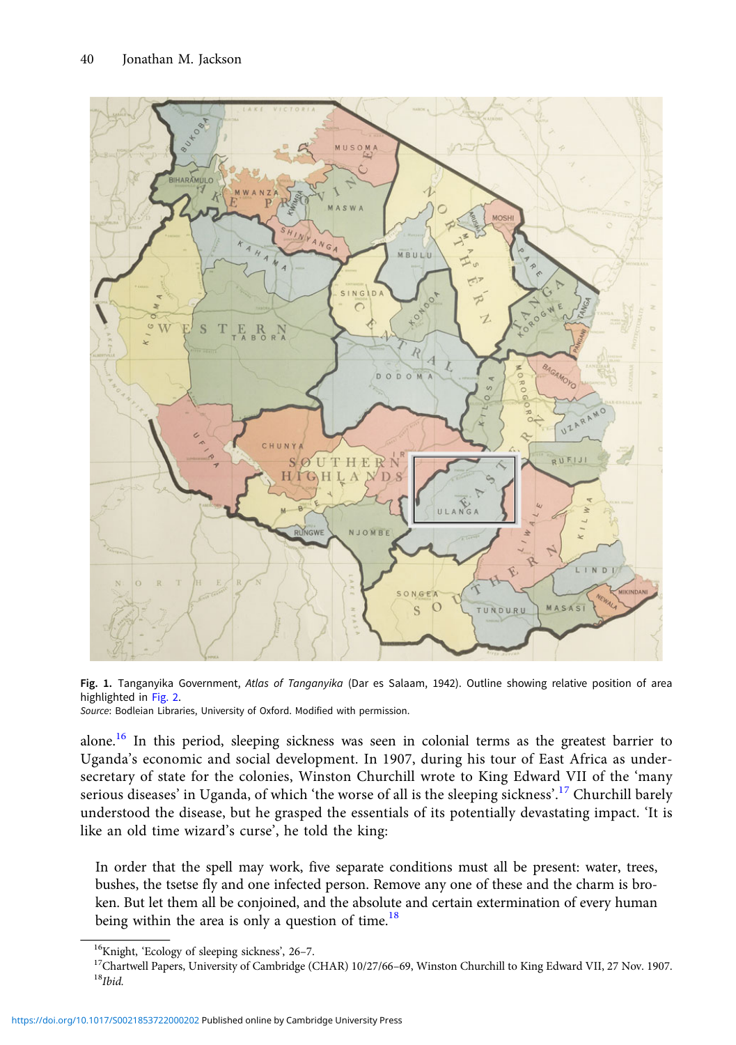Fig. 1. Tanganyika Government, *Atlas of Tanganyika* (Dar es Salaam, 1942). Outline showing relative position of area highlighted in Fig. 2.
*Source*: Bodleian Libraries, University of Oxford. Modified with permission.

alone.[16] In this period, sleeping sickness was seen in colonial terms as the greatest barrier to Uganda's economic and social development. In 1907, during his tour of East Africa as under-secretary of state for the colonies, Winston Churchill wrote to King Edward VII of the 'many serious diseases' in Uganda, of which 'the worse of all is the sleeping sickness'.[17] Churchill barely understood the disease, but he grasped the essentials of its potentially devastating impact. 'It is like an old time wizard's curse', he told the king:

> In order that the spell may work, five separate conditions must all be present: water, trees, bushes, the tsetse fly and one infected person. Remove any one of these and the charm is broken. But let them all be conjoined, and the absolute and certain extermination of every human being within the area is only a question of time.[18]

[16] Knight, 'Ecology of sleeping sickness', 26–7.
[17] Chartwell Papers, University of Cambridge (CHAR) 10/27/66–69, Winston Churchill to King Edward VII, 27 Nov. 1907.
[18] *Ibid.*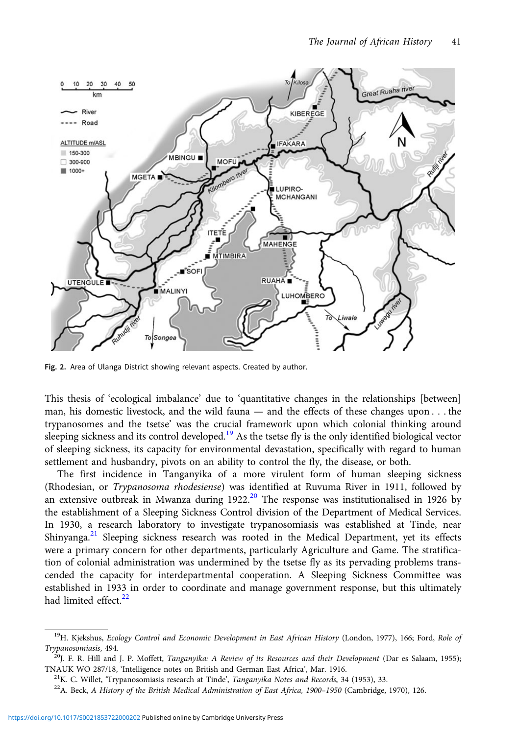Fig. 2. Area of Ulanga District showing relevant aspects. Created by author.

This thesis of 'ecological imbalance' due to 'quantitative changes in the relationships [between] man, his domestic livestock, and the wild fauna — and the effects of these changes upon . . . the trypanosomes and the tsetse' was the crucial framework upon which colonial thinking around sleeping sickness and its control developed.[19] As the tsetse fly is the only identified biological vector of sleeping sickness, its capacity for environmental devastation, specifically with regard to human settlement and husbandry, pivots on an ability to control the fly, the disease, or both.

The first incidence in Tanganyika of a more virulent form of human sleeping sickness (Rhodesian, or *Trypanosoma rhodesiense*) was identified at Ruvuma River in 1911, followed by an extensive outbreak in Mwanza during 1922.[20] The response was institutionalised in 1926 by the establishment of a Sleeping Sickness Control division of the Department of Medical Services. In 1930, a research laboratory to investigate trypanosomiasis was established at Tinde, near Shinyanga.[21] Sleeping sickness research was rooted in the Medical Department, yet its effects were a primary concern for other departments, particularly Agriculture and Game. The stratification of colonial administration was undermined by the tsetse fly as its pervading problems transcended the capacity for interdepartmental cooperation. A Sleeping Sickness Committee was established in 1933 in order to coordinate and manage government response, but this ultimately had limited effect.[22]

---

[19] H. Kjekshus, *Ecology Control and Economic Development in East African History* (London, 1977), 166; Ford, *Role of Trypanosomiasis*, 494.

[20] J. F. R. Hill and J. P. Moffett, *Tanganyika: A Review of its Resources and their Development* (Dar es Salaam, 1955); TNAUK WO 287/18, 'Intelligence notes on British and German East Africa', Mar. 1916.

[21] K. C. Willet, 'Trypanosomiasis research at Tinde', *Tanganyika Notes and Records*, 34 (1953), 33.

[22] A. Beck, *A History of the British Medical Administration of East Africa, 1900–1950* (Cambridge, 1970), 126.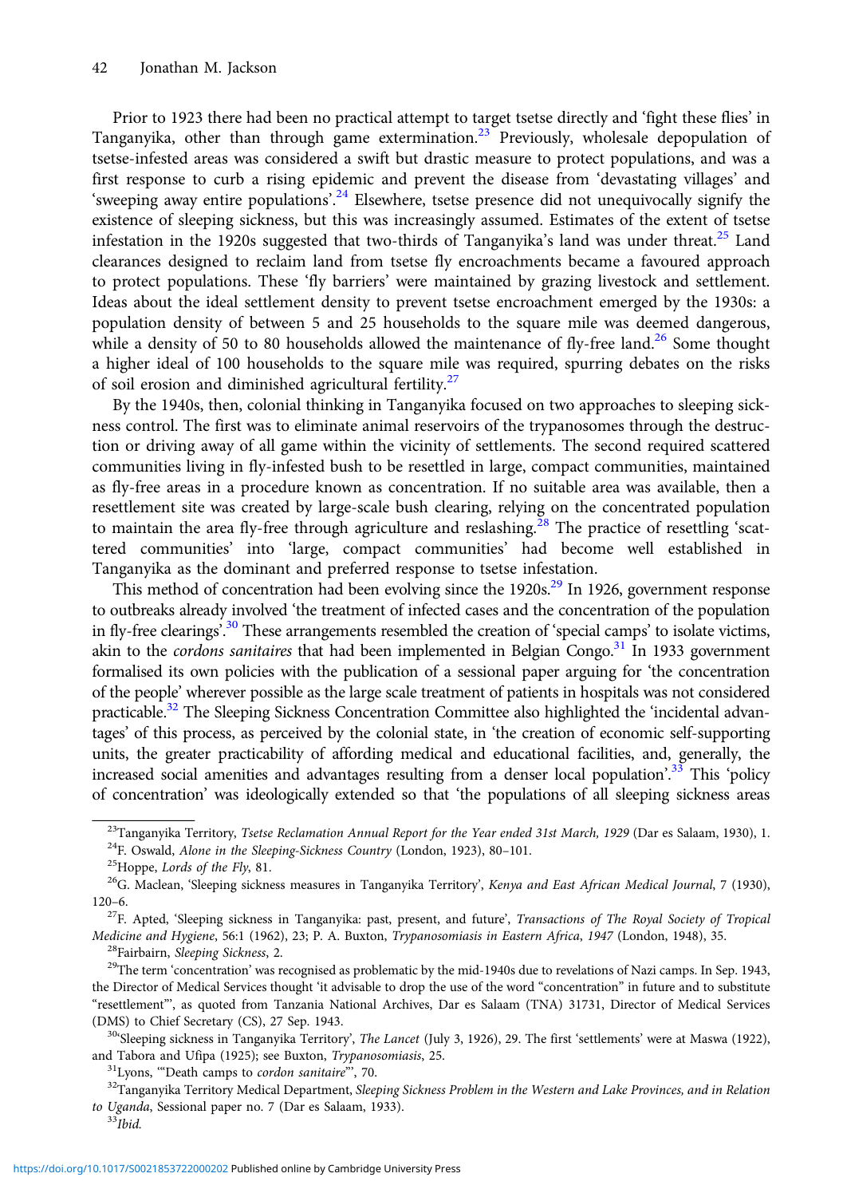Prior to 1923 there had been no practical attempt to target tsetse directly and 'fight these flies' in Tanganyika, other than through game extermination.[23] Previously, wholesale depopulation of tsetse-infested areas was considered a swift but drastic measure to protect populations, and was a first response to curb a rising epidemic and prevent the disease from 'devastating villages' and 'sweeping away entire populations'.[24] Elsewhere, tsetse presence did not unequivocally signify the existence of sleeping sickness, but this was increasingly assumed. Estimates of the extent of tsetse infestation in the 1920s suggested that two-thirds of Tanganyika's land was under threat.[25] Land clearances designed to reclaim land from tsetse fly encroachments became a favoured approach to protect populations. These 'fly barriers' were maintained by grazing livestock and settlement. Ideas about the ideal settlement density to prevent tsetse encroachment emerged by the 1930s: a population density of between 5 and 25 households to the square mile was deemed dangerous, while a density of 50 to 80 households allowed the maintenance of fly-free land.[26] Some thought a higher ideal of 100 households to the square mile was required, spurring debates on the risks of soil erosion and diminished agricultural fertility.[27]

By the 1940s, then, colonial thinking in Tanganyika focused on two approaches to sleeping sickness control. The first was to eliminate animal reservoirs of the trypanosomes through the destruction or driving away of all game within the vicinity of settlements. The second required scattered communities living in fly-infested bush to be resettled in large, compact communities, maintained as fly-free areas in a procedure known as concentration. If no suitable area was available, then a resettlement site was created by large-scale bush clearing, relying on the concentrated population to maintain the area fly-free through agriculture and reslashing.[28] The practice of resettling 'scattered communities' into 'large, compact communities' had become well established in Tanganyika as the dominant and preferred response to tsetse infestation.

This method of concentration had been evolving since the 1920s.[29] In 1926, government response to outbreaks already involved 'the treatment of infected cases and the concentration of the population in fly-free clearings'.[30] These arrangements resembled the creation of 'special camps' to isolate victims, akin to the *cordons sanitaires* that had been implemented in Belgian Congo.[31] In 1933 government formalised its own policies with the publication of a sessional paper arguing for 'the concentration of the people' wherever possible as the large scale treatment of patients in hospitals was not considered practicable.[32] The Sleeping Sickness Concentration Committee also highlighted the 'incidental advantages' of this process, as perceived by the colonial state, in 'the creation of economic self-supporting units, the greater practicability of affording medical and educational facilities, and, generally, the increased social amenities and advantages resulting from a denser local population'.[33] This 'policy of concentration' was ideologically extended so that 'the populations of all sleeping sickness areas

---

[23] Tanganyika Territory, *Tsetse Reclamation Annual Report for the Year ended 31st March, 1929* (Dar es Salaam, 1930), 1.

[24] F. Oswald, *Alone in the Sleeping-Sickness Country* (London, 1923), 80–101.

[25] Hoppe, *Lords of the Fly*, 81.

[26] G. Maclean, 'Sleeping sickness measures in Tanganyika Territory', *Kenya and East African Medical Journal*, 7 (1930), 120–6.

[27] F. Apted, 'Sleeping sickness in Tanganyika: past, present, and future', *Transactions of The Royal Society of Tropical Medicine and Hygiene*, 56:1 (1962), 23; P. A. Buxton, *Trypanosomiasis in Eastern Africa, 1947* (London, 1948), 35.

[28] Fairbairn, *Sleeping Sickness*, 2.

[29] The term 'concentration' was recognised as problematic by the mid-1940s due to revelations of Nazi camps. In Sep. 1943, the Director of Medical Services thought 'it advisable to drop the use of the word "concentration" in future and to substitute "resettlement"', as quoted from Tanzania National Archives, Dar es Salaam (TNA) 31731, Director of Medical Services (DMS) to Chief Secretary (CS), 27 Sep. 1943.

[30] 'Sleeping sickness in Tanganyika Territory', *The Lancet* (July 3, 1926), 29. The first 'settlements' were at Maswa (1922), and Tabora and Ufipa (1925); see Buxton, *Trypanosomiasis*, 25.

[31] Lyons, '"Death camps to *cordon sanitaire*"', 70.

[32] Tanganyika Territory Medical Department, *Sleeping Sickness Problem in the Western and Lake Provinces, and in Relation to Uganda*, Sessional paper no. 7 (Dar es Salaam, 1933).

[33] *Ibid.*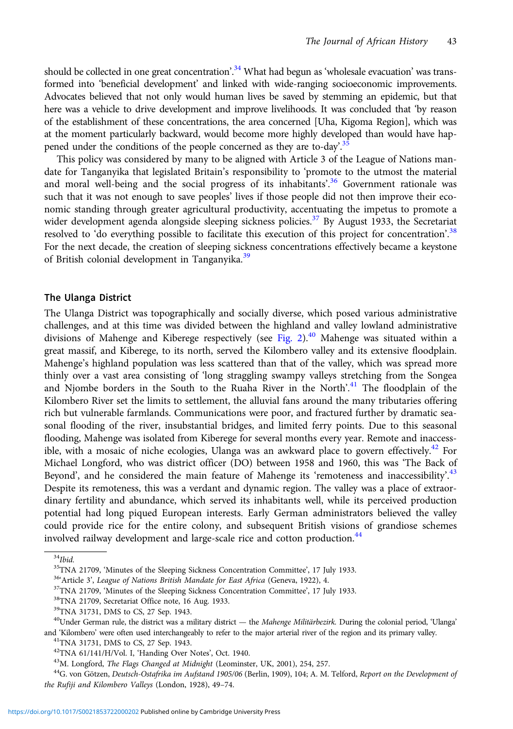should be collected in one great concentration'.[34] What had begun as 'wholesale evacuation' was transformed into 'beneficial development' and linked with wide-ranging socioeconomic improvements. Advocates believed that not only would human lives be saved by stemming an epidemic, but that here was a vehicle to drive development and improve livelihoods. It was concluded that 'by reason of the establishment of these concentrations, the area concerned [Uha, Kigoma Region], which was at the moment particularly backward, would become more highly developed than would have happened under the conditions of the people concerned as they are to-day'.[35]

This policy was considered by many to be aligned with Article 3 of the League of Nations mandate for Tanganyika that legislated Britain's responsibility to 'promote to the utmost the material and moral well-being and the social progress of its inhabitants'.[36] Government rationale was such that it was not enough to save peoples' lives if those people did not then improve their economic standing through greater agricultural productivity, accentuating the impetus to promote a wider development agenda alongside sleeping sickness policies.[37] By August 1933, the Secretariat resolved to 'do everything possible to facilitate this execution of this project for concentration'.[38] For the next decade, the creation of sleeping sickness concentrations effectively became a keystone of British colonial development in Tanganyika.[39]

## The Ulanga District

The Ulanga District was topographically and socially diverse, which posed various administrative challenges, and at this time was divided between the highland and valley lowland administrative divisions of Mahenge and Kiberege respectively (see Fig. 2).[40] Mahenge was situated within a great massif, and Kiberege, to its north, served the Kilombero valley and its extensive floodplain. Mahenge's highland population was less scattered than that of the valley, which was spread more thinly over a vast area consisting of 'long straggling swampy valleys stretching from the Songea and Njombe borders in the South to the Ruaha River in the North'.[41] The floodplain of the Kilombero River set the limits to settlement, the alluvial fans around the many tributaries offering rich but vulnerable farmlands. Communications were poor, and fractured further by dramatic seasonal flooding of the river, insubstantial bridges, and limited ferry points. Due to this seasonal flooding, Mahenge was isolated from Kiberege for several months every year. Remote and inaccessible, with a mosaic of niche ecologies, Ulanga was an awkward place to govern effectively.[42] For Michael Longford, who was district officer (DO) between 1958 and 1960, this was 'The Back of Beyond', and he considered the main feature of Mahenge its 'remoteness and inaccessibility'.[43] Despite its remoteness, this was a verdant and dynamic region. The valley was a place of extraordinary fertility and abundance, which served its inhabitants well, while its perceived production potential had long piqued European interests. Early German administrators believed the valley could provide rice for the entire colony, and subsequent British visions of grandiose schemes involved railway development and large-scale rice and cotton production.[44]

---

[34] *Ibid.*

[35] TNA 21709, 'Minutes of the Sleeping Sickness Concentration Committee', 17 July 1933.

[36] 'Article 3', *League of Nations British Mandate for East Africa* (Geneva, 1922), 4.

[37] TNA 21709, 'Minutes of the Sleeping Sickness Concentration Committee', 17 July 1933.

[38] TNA 21709, Secretariat Office note, 16 Aug. 1933.

[39] TNA 31731, DMS to CS, 27 Sep. 1943.

[40] Under German rule, the district was a military district — the *Mahenge Militärbezirk*. During the colonial period, 'Ulanga' and 'Kilombero' were often used interchangeably to refer to the major arterial river of the region and its primary valley.

[41] TNA 31731, DMS to CS, 27 Sep. 1943.

[42] TNA 61/141/H/Vol. I, 'Handing Over Notes', Oct. 1940.

[43] M. Longford, *The Flags Changed at Midnight* (Leominster, UK, 2001), 254, 257.

[44] G. von Götzen, *Deutsch-Ostafrika im Aufstand 1905/06* (Berlin, 1909), 104; A. M. Telford, *Report on the Development of the Rufiji and Kilombero Valleys* (London, 1928), 49–74.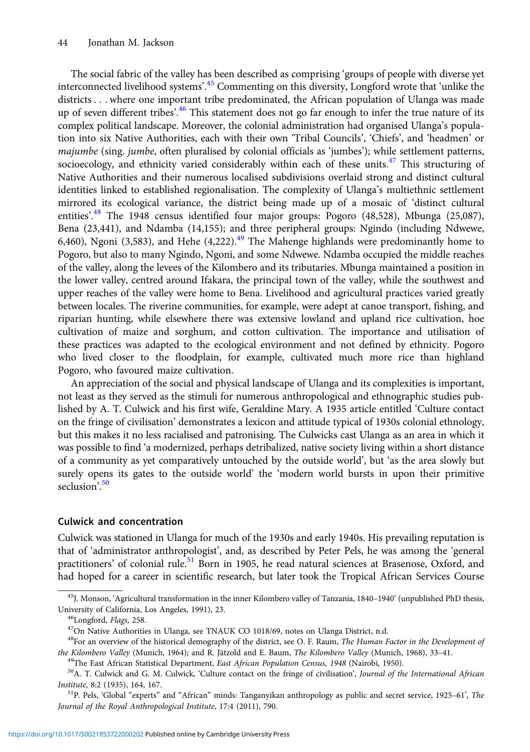The social fabric of the valley has been described as comprising 'groups of people with diverse yet interconnected livelihood systems'.[45] Commenting on this diversity, Longford wrote that 'unlike the districts . . . where one important tribe predominated, the African population of Ulanga was made up of seven different tribes'.[46] This statement does not go far enough to infer the true nature of its complex political landscape. Moreover, the colonial administration had organised Ulanga's population into six Native Authorities, each with their own 'Tribal Councils', 'Chiefs', and 'headmen' or *majumbe* (sing. *jumbe*, often pluralised by colonial officials as 'jumbes'); while settlement patterns, socioecology, and ethnicity varied considerably within each of these units.[47] This structuring of Native Authorities and their numerous localised subdivisions overlaid strong and distinct cultural identities linked to established regionalisation. The complexity of Ulanga's multiethnic settlement mirrored its ecological variance, the district being made up of a mosaic of 'distinct cultural entities'.[48] The 1948 census identified four major groups: Pogoro (48,528), Mbunga (25,087), Bena (23,441), and Ndamba (14,155); and three peripheral groups: Ngindo (including Ndwewe, 6,460), Ngoni (3,583), and Hehe (4,222).[49] The Mahenge highlands were predominantly home to Pogoro, but also to many Ngindo, Ngoni, and some Ndwewe. Ndamba occupied the middle reaches of the valley, along the levees of the Kilombero and its tributaries. Mbunga maintained a position in the lower valley, centred around Ifakara, the principal town of the valley, while the southwest and upper reaches of the valley were home to Bena. Livelihood and agricultural practices varied greatly between locales. The riverine communities, for example, were adept at canoe transport, fishing, and riparian hunting, while elsewhere there was extensive lowland and upland rice cultivation, hoe cultivation of maize and sorghum, and cotton cultivation. The importance and utilisation of these practices was adapted to the ecological environment and not defined by ethnicity. Pogoro who lived closer to the floodplain, for example, cultivated much more rice than highland Pogoro, who favoured maize cultivation.

An appreciation of the social and physical landscape of Ulanga and its complexities is important, not least as they served as the stimuli for numerous anthropological and ethnographic studies published by A. T. Culwick and his first wife, Geraldine Mary. A 1935 article entitled 'Culture contact on the fringe of civilisation' demonstrates a lexicon and attitude typical of 1930s colonial ethnology, but this makes it no less racialised and patronising. The Culwicks cast Ulanga as an area in which it was possible to find 'a modernized, perhaps detribalized, native society living within a short distance of a community as yet comparatively untouched by the outside world', but 'as the area slowly but surely opens its gates to the outside world' the 'modern world bursts in upon their primitive seclusion'.[50]

## Culwick and concentration

Culwick was stationed in Ulanga for much of the 1930s and early 1940s. His prevailing reputation is that of 'administrator anthropologist', and, as described by Peter Pels, he was among the 'general practitioners' of colonial rule.[51] Born in 1905, he read natural sciences at Brasenose, Oxford, and had hoped for a career in scientific research, but later took the Tropical African Services Course

[45]J. Monson, 'Agricultural transformation in the inner Kilombero valley of Tanzania, 1840–1940' (unpublished PhD thesis, University of California, Los Angeles, 1991), 23.

[46]Longford, *Flags*, 258.

[47]On Native Authorities in Ulanga, see TNAUK CO 1018/69, notes on Ulanga District, n.d.

[48]For an overview of the historical demography of the district, see O. F. Raum, *The Human Factor in the Development of the Kilombero Valley* (Munich, 1964); and R. Jätzold and E. Baum, *The Kilombero Valley* (Munich, 1968), 33–41.

[49]The East African Statistical Department, *East African Population Census, 1948* (Nairobi, 1950).

[50]A. T. Culwick and G. M. Culwick, 'Culture contact on the fringe of civilisation', *Journal of the International African Institute*, 8:2 (1935), 164, 167.

[51]P. Pels, 'Global "experts" and "African" minds: Tanganyikan anthropology as public and secret service, 1925–61', *The Journal of the Royal Anthropological Institute*, 17:4 (2011), 790.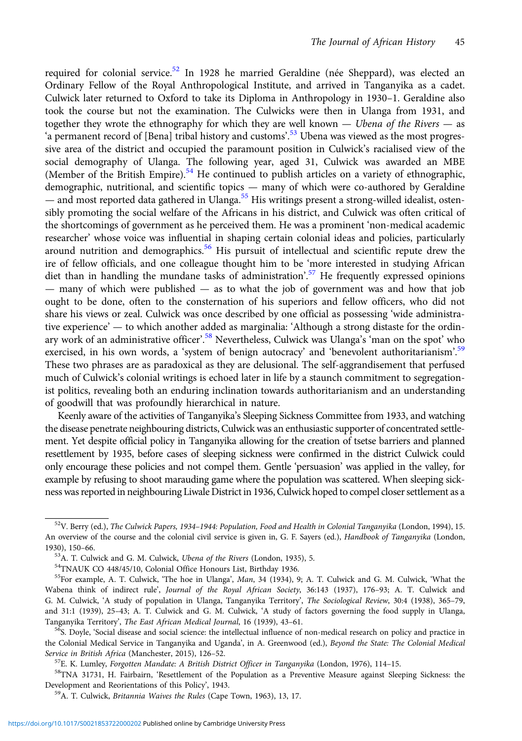required for colonial service.[52] In 1928 he married Geraldine (née Sheppard), was elected an Ordinary Fellow of the Royal Anthropological Institute, and arrived in Tanganyika as a cadet. Culwick later returned to Oxford to take its Diploma in Anthropology in 1930–1. Geraldine also took the course but not the examination. The Culwicks were then in Ulanga from 1931, and together they wrote the ethnography for which they are well known — *Ubena of the Rivers* — as 'a permanent record of [Bena] tribal history and customs'.[53] Ubena was viewed as the most progressive area of the district and occupied the paramount position in Culwick's racialised view of the social demography of Ulanga. The following year, aged 31, Culwick was awarded an MBE (Member of the British Empire).[54] He continued to publish articles on a variety of ethnographic, demographic, nutritional, and scientific topics — many of which were co-authored by Geraldine — and most reported data gathered in Ulanga.[55] His writings present a strong-willed idealist, ostensibly promoting the social welfare of the Africans in his district, and Culwick was often critical of the shortcomings of government as he perceived them. He was a prominent 'non-medical academic researcher' whose voice was influential in shaping certain colonial ideas and policies, particularly around nutrition and demographics.[56] His pursuit of intellectual and scientific repute drew the ire of fellow officials, and one colleague thought him to be 'more interested in studying African diet than in handling the mundane tasks of administration'.[57] He frequently expressed opinions — many of which were published — as to what the job of government was and how that job ought to be done, often to the consternation of his superiors and fellow officers, who did not share his views or zeal. Culwick was once described by one official as possessing 'wide administrative experience' — to which another added as marginalia: 'Although a strong distaste for the ordinary work of an administrative officer'.[58] Nevertheless, Culwick was Ulanga's 'man on the spot' who exercised, in his own words, a 'system of benign autocracy' and 'benevolent authoritarianism'.[59] These two phrases are as paradoxical as they are delusional. The self-aggrandisement that perfused much of Culwick's colonial writings is echoed later in life by a staunch commitment to segregationist politics, revealing both an enduring inclination towards authoritarianism and an understanding of goodwill that was profoundly hierarchical in nature.

Keenly aware of the activities of Tanganyika's Sleeping Sickness Committee from 1933, and watching the disease penetrate neighbouring districts, Culwick was an enthusiastic supporter of concentrated settlement. Yet despite official policy in Tanganyika allowing for the creation of tsetse barriers and planned resettlement by 1935, before cases of sleeping sickness were confirmed in the district Culwick could only encourage these policies and not compel them. Gentle 'persuasion' was applied in the valley, for example by refusing to shoot marauding game where the population was scattered. When sleeping sickness was reported in neighbouring Liwale District in 1936, Culwick hoped to compel closer settlement as a

---

[52] V. Berry (ed.), *The Culwick Papers, 1934–1944: Population, Food and Health in Colonial Tanganyika* (London, 1994), 15. An overview of the course and the colonial civil service is given in, G. F. Sayers (ed.), *Handbook of Tanganyika* (London, 1930), 150–66.

[53] A. T. Culwick and G. M. Culwick, *Ubena of the Rivers* (London, 1935), 5.

[54] TNAUK CO 448/45/10, Colonial Office Honours List, Birthday 1936.

[55] For example, A. T. Culwick, 'The hoe in Ulanga', *Man*, 34 (1934), 9; A. T. Culwick and G. M. Culwick, 'What the Wabena think of indirect rule', *Journal of the Royal African Society*, 36:143 (1937), 176–93; A. T. Culwick and G. M. Culwick, 'A study of population in Ulanga, Tanganyika Territory', *The Sociological Review*, 30:4 (1938), 365–79, and 31:1 (1939), 25–43; A. T. Culwick and G. M. Culwick, 'A study of factors governing the food supply in Ulanga, Tanganyika Territory', *The East African Medical Journal*, 16 (1939), 43–61.

[56] S. Doyle, 'Social disease and social science: the intellectual influence of non-medical research on policy and practice in the Colonial Medical Service in Tanganyika and Uganda', in A. Greenwood (ed.), *Beyond the State: The Colonial Medical Service in British Africa* (Manchester, 2015), 126–52.

[57] E. K. Lumley, *Forgotten Mandate: A British District Officer in Tanganyika* (London, 1976), 114–15.

[58] TNA 31731, H. Fairbairn, 'Resettlement of the Population as a Preventive Measure against Sleeping Sickness: the Development and Reorientations of this Policy', 1943.

[59] A. T. Culwick, *Britannia Waives the Rules* (Cape Town, 1963), 13, 17.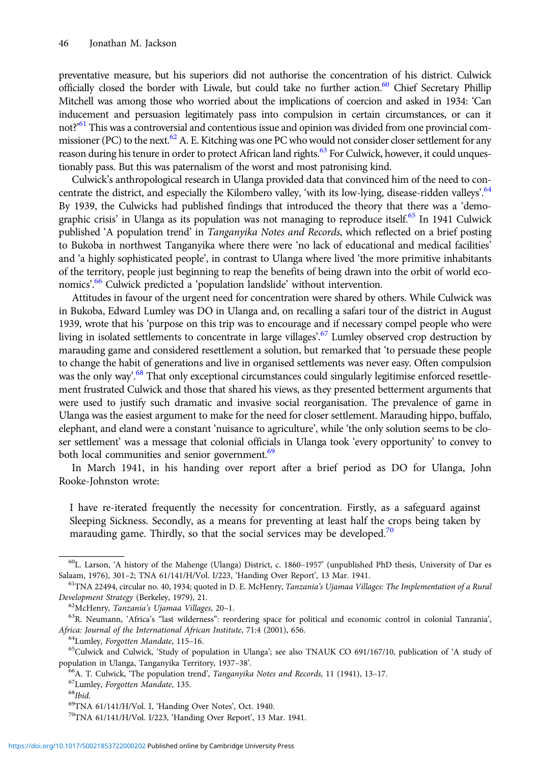preventative measure, but his superiors did not authorise the concentration of his district. Culwick officially closed the border with Liwale, but could take no further action.[60] Chief Secretary Phillip Mitchell was among those who worried about the implications of coercion and asked in 1934: 'Can inducement and persuasion legitimately pass into compulsion in certain circumstances, or can it not?'[61] This was a controversial and contentious issue and opinion was divided from one provincial commissioner (PC) to the next.[62] A. E. Kitching was one PC who would not consider closer settlement for any reason during his tenure in order to protect African land rights.[63] For Culwick, however, it could unquestionably pass. But this was paternalism of the worst and most patronising kind.

Culwick's anthropological research in Ulanga provided data that convinced him of the need to concentrate the district, and especially the Kilombero valley, 'with its low-lying, disease-ridden valleys'.[64] By 1939, the Culwicks had published findings that introduced the theory that there was a 'demographic crisis' in Ulanga as its population was not managing to reproduce itself.[65] In 1941 Culwick published 'A population trend' in *Tanganyika Notes and Records*, which reflected on a brief posting to Bukoba in northwest Tanganyika where there were 'no lack of educational and medical facilities' and 'a highly sophisticated people', in contrast to Ulanga where lived 'the more primitive inhabitants of the territory, people just beginning to reap the benefits of being drawn into the orbit of world economics'.[66] Culwick predicted a 'population landslide' without intervention.

Attitudes in favour of the urgent need for concentration were shared by others. While Culwick was in Bukoba, Edward Lumley was DO in Ulanga and, on recalling a safari tour of the district in August 1939, wrote that his 'purpose on this trip was to encourage and if necessary compel people who were living in isolated settlements to concentrate in large villages'.[67] Lumley observed crop destruction by marauding game and considered resettlement a solution, but remarked that 'to persuade these people to change the habit of generations and live in organised settlements was never easy. Often compulsion was the only way'.[68] That only exceptional circumstances could singularly legitimise enforced resettlement frustrated Culwick and those that shared his views, as they presented betterment arguments that were used to justify such dramatic and invasive social reorganisation. The prevalence of game in Ulanga was the easiest argument to make for the need for closer settlement. Marauding hippo, buffalo, elephant, and eland were a constant 'nuisance to agriculture', while 'the only solution seems to be closer settlement' was a message that colonial officials in Ulanga took 'every opportunity' to convey to both local communities and senior government.[69]

In March 1941, in his handing over report after a brief period as DO for Ulanga, John Rooke-Johnston wrote:

> I have re-iterated frequently the necessity for concentration. Firstly, as a safeguard against Sleeping Sickness. Secondly, as a means for preventing at least half the crops being taken by marauding game. Thirdly, so that the social services may be developed.[70]

---

[60] L. Larson, 'A history of the Mahenge (Ulanga) District, c. 1860–1957' (unpublished PhD thesis, University of Dar es Salaam, 1976), 301–2; TNA 61/141/H/Vol. I/223, 'Handing Over Report', 13 Mar. 1941.

[61] TNA 22494, circular no. 40, 1934; quoted in D. E. McHenry, *Tanzania's Ujamaa Villages: The Implementation of a Rural Development Strategy* (Berkeley, 1979), 21.

[62] McHenry, *Tanzania's Ujamaa Villages*, 20–1.

[63] R. Neumann, 'Africa's "last wilderness": reordering space for political and economic control in colonial Tanzania', *Africa: Journal of the International African Institute*, 71:4 (2001), 656.

[64] Lumley, *Forgotten Mandate*, 115–16.

[65] Culwick and Culwick, 'Study of population in Ulanga'; see also TNAUK CO 691/167/10, publication of 'A study of population in Ulanga, Tanganyika Territory, 1937–38'.

[66] A. T. Culwick, 'The population trend', *Tanganyika Notes and Records*, 11 (1941), 13–17.

[67] Lumley, *Forgotten Mandate*, 135.

[68] *Ibid.*

[69] TNA 61/141/H/Vol. I, 'Handing Over Notes', Oct. 1940.

[70] TNA 61/141/H/Vol. I/223, 'Handing Over Report', 13 Mar. 1941.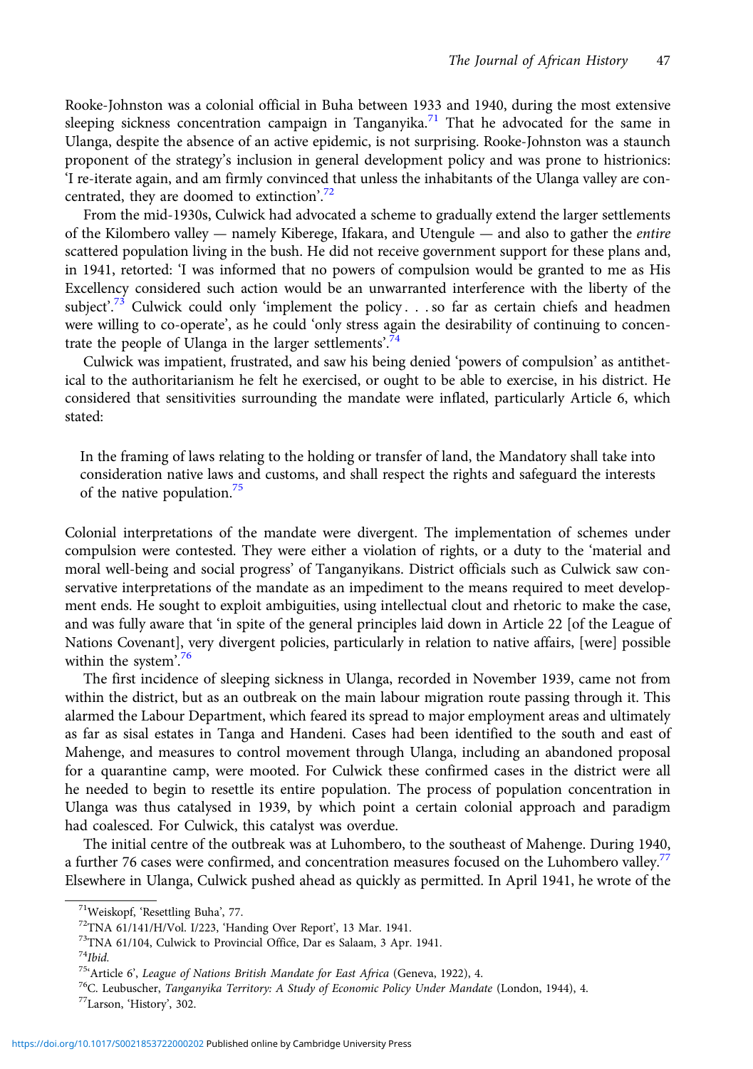Rooke-Johnston was a colonial official in Buha between 1933 and 1940, during the most extensive sleeping sickness concentration campaign in Tanganyika.[71] That he advocated for the same in Ulanga, despite the absence of an active epidemic, is not surprising. Rooke-Johnston was a staunch proponent of the strategy's inclusion in general development policy and was prone to histrionics: 'I re-iterate again, and am firmly convinced that unless the inhabitants of the Ulanga valley are concentrated, they are doomed to extinction'.[72]

From the mid-1930s, Culwick had advocated a scheme to gradually extend the larger settlements of the Kilombero valley — namely Kiberege, Ifakara, and Utengule — and also to gather the *entire* scattered population living in the bush. He did not receive government support for these plans and, in 1941, retorted: 'I was informed that no powers of compulsion would be granted to me as His Excellency considered such action would be an unwarranted interference with the liberty of the subject'.[73] Culwick could only 'implement the policy . . . so far as certain chiefs and headmen were willing to co-operate', as he could 'only stress again the desirability of continuing to concentrate the people of Ulanga in the larger settlements'.[74]

Culwick was impatient, frustrated, and saw his being denied 'powers of compulsion' as antithetical to the authoritarianism he felt he exercised, or ought to be able to exercise, in his district. He considered that sensitivities surrounding the mandate were inflated, particularly Article 6, which stated:

> In the framing of laws relating to the holding or transfer of land, the Mandatory shall take into consideration native laws and customs, and shall respect the rights and safeguard the interests of the native population.[75]

Colonial interpretations of the mandate were divergent. The implementation of schemes under compulsion were contested. They were either a violation of rights, or a duty to the 'material and moral well-being and social progress' of Tanganyikans. District officials such as Culwick saw conservative interpretations of the mandate as an impediment to the means required to meet development ends. He sought to exploit ambiguities, using intellectual clout and rhetoric to make the case, and was fully aware that 'in spite of the general principles laid down in Article 22 [of the League of Nations Covenant], very divergent policies, particularly in relation to native affairs, [were] possible within the system'.[76]

The first incidence of sleeping sickness in Ulanga, recorded in November 1939, came not from within the district, but as an outbreak on the main labour migration route passing through it. This alarmed the Labour Department, which feared its spread to major employment areas and ultimately as far as sisal estates in Tanga and Handeni. Cases had been identified to the south and east of Mahenge, and measures to control movement through Ulanga, including an abandoned proposal for a quarantine camp, were mooted. For Culwick these confirmed cases in the district were all he needed to begin to resettle its entire population. The process of population concentration in Ulanga was thus catalysed in 1939, by which point a certain colonial approach and paradigm had coalesced. For Culwick, this catalyst was overdue.

The initial centre of the outbreak was at Luhombero, to the southeast of Mahenge. During 1940, a further 76 cases were confirmed, and concentration measures focused on the Luhombero valley.[77] Elsewhere in Ulanga, Culwick pushed ahead as quickly as permitted. In April 1941, he wrote of the

[71] Weiskopf, 'Resettling Buha', 77.

[72] TNA 61/141/H/Vol. I/223, 'Handing Over Report', 13 Mar. 1941.

[73] TNA 61/104, Culwick to Provincial Office, Dar es Salaam, 3 Apr. 1941.

[74] *Ibid.*

[75] 'Article 6', *League of Nations British Mandate for East Africa* (Geneva, 1922), 4.

[76] C. Leubuscher, *Tanganyika Territory: A Study of Economic Policy Under Mandate* (London, 1944), 4.

[77] Larson, 'History', 302.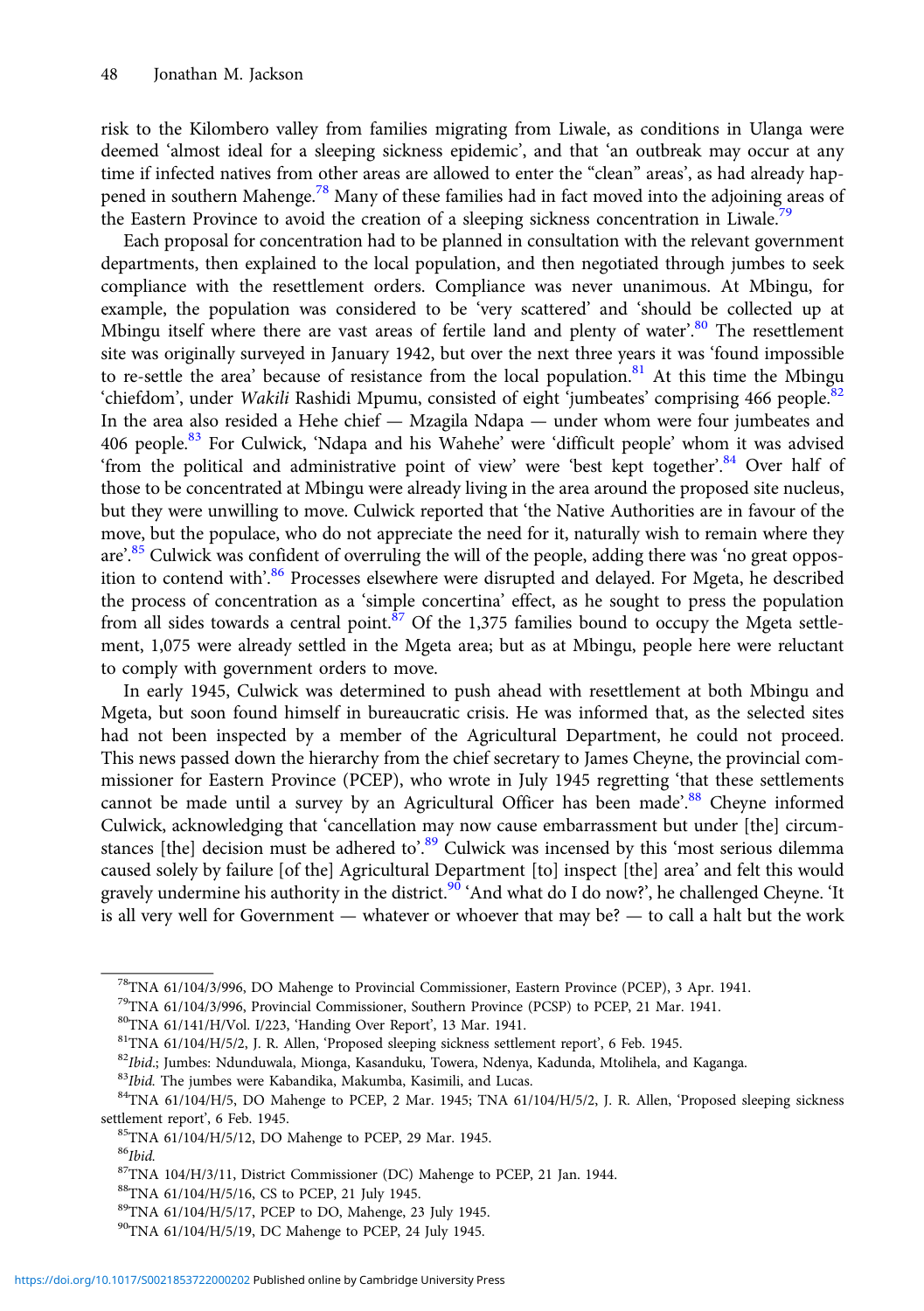risk to the Kilombero valley from families migrating from Liwale, as conditions in Ulanga were deemed 'almost ideal for a sleeping sickness epidemic', and that 'an outbreak may occur at any time if infected natives from other areas are allowed to enter the "clean" areas', as had already happened in southern Mahenge.[78] Many of these families had in fact moved into the adjoining areas of the Eastern Province to avoid the creation of a sleeping sickness concentration in Liwale.[79]

Each proposal for concentration had to be planned in consultation with the relevant government departments, then explained to the local population, and then negotiated through jumbes to seek compliance with the resettlement orders. Compliance was never unanimous. At Mbingu, for example, the population was considered to be 'very scattered' and 'should be collected up at Mbingu itself where there are vast areas of fertile land and plenty of water'.[80] The resettlement site was originally surveyed in January 1942, but over the next three years it was 'found impossible to re-settle the area' because of resistance from the local population.[81] At this time the Mbingu 'chiefdom', under *Wakili* Rashidi Mpumu, consisted of eight 'jumbeates' comprising 466 people.[82] In the area also resided a Hehe chief — Mzagila Ndapa — under whom were four jumbeates and 406 people.[83] For Culwick, 'Ndapa and his Wahehe' were 'difficult people' whom it was advised 'from the political and administrative point of view' were 'best kept together'.[84] Over half of those to be concentrated at Mbingu were already living in the area around the proposed site nucleus, but they were unwilling to move. Culwick reported that 'the Native Authorities are in favour of the move, but the populace, who do not appreciate the need for it, naturally wish to remain where they are'.[85] Culwick was confident of overruling the will of the people, adding there was 'no great opposition to contend with'.[86] Processes elsewhere were disrupted and delayed. For Mgeta, he described the process of concentration as a 'simple concertina' effect, as he sought to press the population from all sides towards a central point.[87] Of the 1,375 families bound to occupy the Mgeta settlement, 1,075 were already settled in the Mgeta area; but as at Mbingu, people here were reluctant to comply with government orders to move.

In early 1945, Culwick was determined to push ahead with resettlement at both Mbingu and Mgeta, but soon found himself in bureaucratic crisis. He was informed that, as the selected sites had not been inspected by a member of the Agricultural Department, he could not proceed. This news passed down the hierarchy from the chief secretary to James Cheyne, the provincial commissioner for Eastern Province (PCEP), who wrote in July 1945 regretting 'that these settlements cannot be made until a survey by an Agricultural Officer has been made'.[88] Cheyne informed Culwick, acknowledging that 'cancellation may now cause embarrassment but under [the] circumstances [the] decision must be adhered to'.[89] Culwick was incensed by this 'most serious dilemma caused solely by failure [of the] Agricultural Department [to] inspect [the] area' and felt this would gravely undermine his authority in the district.[90] 'And what do I do now?', he challenged Cheyne. 'It is all very well for Government — whatever or whoever that may be? — to call a halt but the work

---

[78] TNA 61/104/3/996, DO Mahenge to Provincial Commissioner, Eastern Province (PCEP), 3 Apr. 1941.

[79] TNA 61/104/3/996, Provincial Commissioner, Southern Province (PCSP) to PCEP, 21 Mar. 1941.

[80] TNA 61/141/H/Vol. I/223, 'Handing Over Report', 13 Mar. 1941.

[81] TNA 61/104/H/5/2, J. R. Allen, 'Proposed sleeping sickness settlement report', 6 Feb. 1945.

[82] *Ibid.*; Jumbes: Ndunduwala, Mionga, Kasanduku, Towera, Ndenya, Kadunda, Mtolihela, and Kaganga.

[83] *Ibid.* The jumbes were Kabandika, Makumba, Kasimili, and Lucas.

[84] TNA 61/104/H/5, DO Mahenge to PCEP, 2 Mar. 1945; TNA 61/104/H/5/2, J. R. Allen, 'Proposed sleeping sickness settlement report', 6 Feb. 1945.

[85] TNA 61/104/H/5/12, DO Mahenge to PCEP, 29 Mar. 1945.

[86] *Ibid.*

[87] TNA 104/H/3/11, District Commissioner (DC) Mahenge to PCEP, 21 Jan. 1944.

[88] TNA 61/104/H/5/16, CS to PCEP, 21 July 1945.

[89] TNA 61/104/H/5/17, PCEP to DO, Mahenge, 23 July 1945.

[90] TNA 61/104/H/5/19, DC Mahenge to PCEP, 24 July 1945.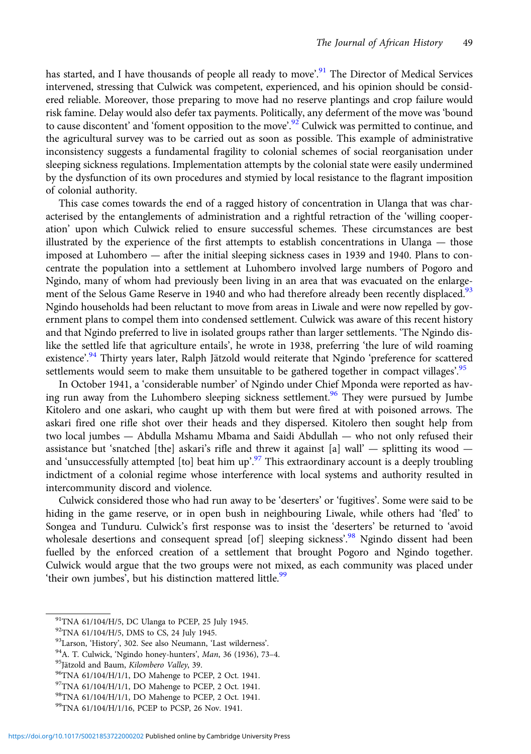has started, and I have thousands of people all ready to move'.[91] The Director of Medical Services intervened, stressing that Culwick was competent, experienced, and his opinion should be considered reliable. Moreover, those preparing to move had no reserve plantings and crop failure would risk famine. Delay would also defer tax payments. Politically, any deferment of the move was 'bound to cause discontent' and 'foment opposition to the move'.[92] Culwick was permitted to continue, and the agricultural survey was to be carried out as soon as possible. This example of administrative inconsistency suggests a fundamental fragility to colonial schemes of social reorganisation under sleeping sickness regulations. Implementation attempts by the colonial state were easily undermined by the dysfunction of its own procedures and stymied by local resistance to the flagrant imposition of colonial authority.

This case comes towards the end of a ragged history of concentration in Ulanga that was characterised by the entanglements of administration and a rightful retraction of the 'willing cooperation' upon which Culwick relied to ensure successful schemes. These circumstances are best illustrated by the experience of the first attempts to establish concentrations in Ulanga — those imposed at Luhombero — after the initial sleeping sickness cases in 1939 and 1940. Plans to concentrate the population into a settlement at Luhombero involved large numbers of Pogoro and Ngindo, many of whom had previously been living in an area that was evacuated on the enlargement of the Selous Game Reserve in 1940 and who had therefore already been recently displaced.[93] Ngindo households had been reluctant to move from areas in Liwale and were now repelled by government plans to compel them into condensed settlement. Culwick was aware of this recent history and that Ngindo preferred to live in isolated groups rather than larger settlements. 'The Ngindo dislike the settled life that agriculture entails', he wrote in 1938, preferring 'the lure of wild roaming existence'.[94] Thirty years later, Ralph Jätzold would reiterate that Ngindo 'preference for scattered settlements would seem to make them unsuitable to be gathered together in compact villages'.[95]

In October 1941, a 'considerable number' of Ngindo under Chief Mponda were reported as having run away from the Luhombero sleeping sickness settlement.[96] They were pursued by Jumbe Kitolero and one askari, who caught up with them but were fired at with poisoned arrows. The askari fired one rifle shot over their heads and they dispersed. Kitolero then sought help from two local jumbes — Abdulla Mshamu Mbama and Saidi Abdullah — who not only refused their assistance but 'snatched [the] askari's rifle and threw it against [a] wall' — splitting its wood — and 'unsuccessfully attempted [to] beat him up'.[97] This extraordinary account is a deeply troubling indictment of a colonial regime whose interference with local systems and authority resulted in intercommunity discord and violence.

Culwick considered those who had run away to be 'deserters' or 'fugitives'. Some were said to be hiding in the game reserve, or in open bush in neighbouring Liwale, while others had 'fled' to Songea and Tunduru. Culwick's first response was to insist the 'deserters' be returned to 'avoid wholesale desertions and consequent spread [of] sleeping sickness'.[98] Ngindo dissent had been fuelled by the enforced creation of a settlement that brought Pogoro and Ngindo together. Culwick would argue that the two groups were not mixed, as each community was placed under 'their own jumbes', but his distinction mattered little.[99]

---

[91] TNA 61/104/H/5, DC Ulanga to PCEP, 25 July 1945.

[92] TNA 61/104/H/5, DMS to CS, 24 July 1945.

[93] Larson, 'History', 302. See also Neumann, 'Last wilderness'.

[94] A. T. Culwick, 'Ngindo honey-hunters', *Man*, 36 (1936), 73–4.

[95] Jätzold and Baum, *Kilombero Valley*, 39.

[96] TNA 61/104/H/1/1, DO Mahenge to PCEP, 2 Oct. 1941.

[97] TNA 61/104/H/1/1, DO Mahenge to PCEP, 2 Oct. 1941.

[98] TNA 61/104/H/1/1, DO Mahenge to PCEP, 2 Oct. 1941.

[99] TNA 61/104/H/1/16, PCEP to PCSP, 26 Nov. 1941.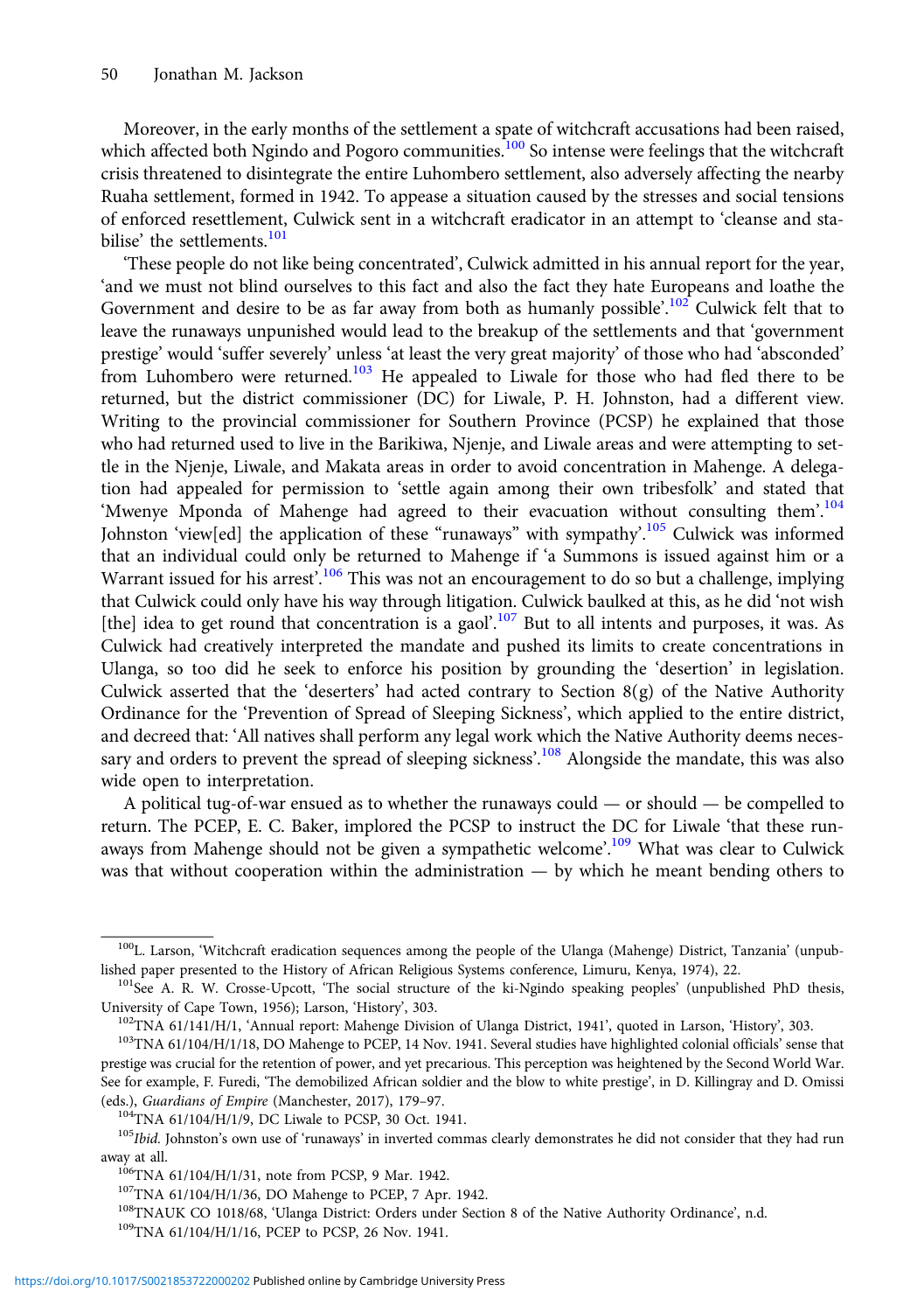Moreover, in the early months of the settlement a spate of witchcraft accusations had been raised, which affected both Ngindo and Pogoro communities.[100] So intense were feelings that the witchcraft crisis threatened to disintegrate the entire Luhombero settlement, also adversely affecting the nearby Ruaha settlement, formed in 1942. To appease a situation caused by the stresses and social tensions of enforced resettlement, Culwick sent in a witchcraft eradicator in an attempt to 'cleanse and stabilise' the settlements.[101]

'These people do not like being concentrated', Culwick admitted in his annual report for the year, 'and we must not blind ourselves to this fact and also the fact they hate Europeans and loathe the Government and desire to be as far away from both as humanly possible'.[102] Culwick felt that to leave the runaways unpunished would lead to the breakup of the settlements and that 'government prestige' would 'suffer severely' unless 'at least the very great majority' of those who had 'absconded' from Luhombero were returned.[103] He appealed to Liwale for those who had fled there to be returned, but the district commissioner (DC) for Liwale, P. H. Johnston, had a different view. Writing to the provincial commissioner for Southern Province (PCSP) he explained that those who had returned used to live in the Barikiwa, Njenje, and Liwale areas and were attempting to settle in the Njenje, Liwale, and Makata areas in order to avoid concentration in Mahenge. A delegation had appealed for permission to 'settle again among their own tribesfolk' and stated that 'Mwenye Mponda of Mahenge had agreed to their evacuation without consulting them'.[104] Johnston 'view[ed] the application of these "runaways" with sympathy'.[105] Culwick was informed that an individual could only be returned to Mahenge if 'a Summons is issued against him or a Warrant issued for his arrest'.[106] This was not an encouragement to do so but a challenge, implying that Culwick could only have his way through litigation. Culwick baulked at this, as he did 'not wish [the] idea to get round that concentration is a gaol'.[107] But to all intents and purposes, it was. As Culwick had creatively interpreted the mandate and pushed its limits to create concentrations in Ulanga, so too did he seek to enforce his position by grounding the 'desertion' in legislation. Culwick asserted that the 'deserters' had acted contrary to Section 8(g) of the Native Authority Ordinance for the 'Prevention of Spread of Sleeping Sickness', which applied to the entire district, and decreed that: 'All natives shall perform any legal work which the Native Authority deems necessary and orders to prevent the spread of sleeping sickness'.[108] Alongside the mandate, this was also wide open to interpretation.

A political tug-of-war ensued as to whether the runaways could — or should — be compelled to return. The PCEP, E. C. Baker, implored the PCSP to instruct the DC for Liwale 'that these runaways from Mahenge should not be given a sympathetic welcome'.[109] What was clear to Culwick was that without cooperation within the administration — by which he meant bending others to

---

[100] L. Larson, 'Witchcraft eradication sequences among the people of the Ulanga (Mahenge) District, Tanzania' (unpublished paper presented to the History of African Religious Systems conference, Limuru, Kenya, 1974), 22.

[101] See A. R. W. Crosse-Upcott, 'The social structure of the ki-Ngindo speaking peoples' (unpublished PhD thesis, University of Cape Town, 1956); Larson, 'History', 303.

[102] TNA 61/141/H/1, 'Annual report: Mahenge Division of Ulanga District, 1941', quoted in Larson, 'History', 303.

[103] TNA 61/104/H/1/18, DO Mahenge to PCEP, 14 Nov. 1941. Several studies have highlighted colonial officials' sense that prestige was crucial for the retention of power, and yet precarious. This perception was heightened by the Second World War. See for example, F. Furedi, 'The demobilized African soldier and the blow to white prestige', in D. Killingray and D. Omissi (eds.), *Guardians of Empire* (Manchester, 2017), 179–97.

[104] TNA 61/104/H/1/9, DC Liwale to PCSP, 30 Oct. 1941.

[105] *Ibid.* Johnston's own use of 'runaways' in inverted commas clearly demonstrates he did not consider that they had run away at all.

[106] TNA 61/104/H/1/31, note from PCSP, 9 Mar. 1942.

[107] TNA 61/104/H/1/36, DO Mahenge to PCEP, 7 Apr. 1942.

[108] TNAUK CO 1018/68, 'Ulanga District: Orders under Section 8 of the Native Authority Ordinance', n.d.

[109] TNA 61/104/H/1/16, PCEP to PCSP, 26 Nov. 1941.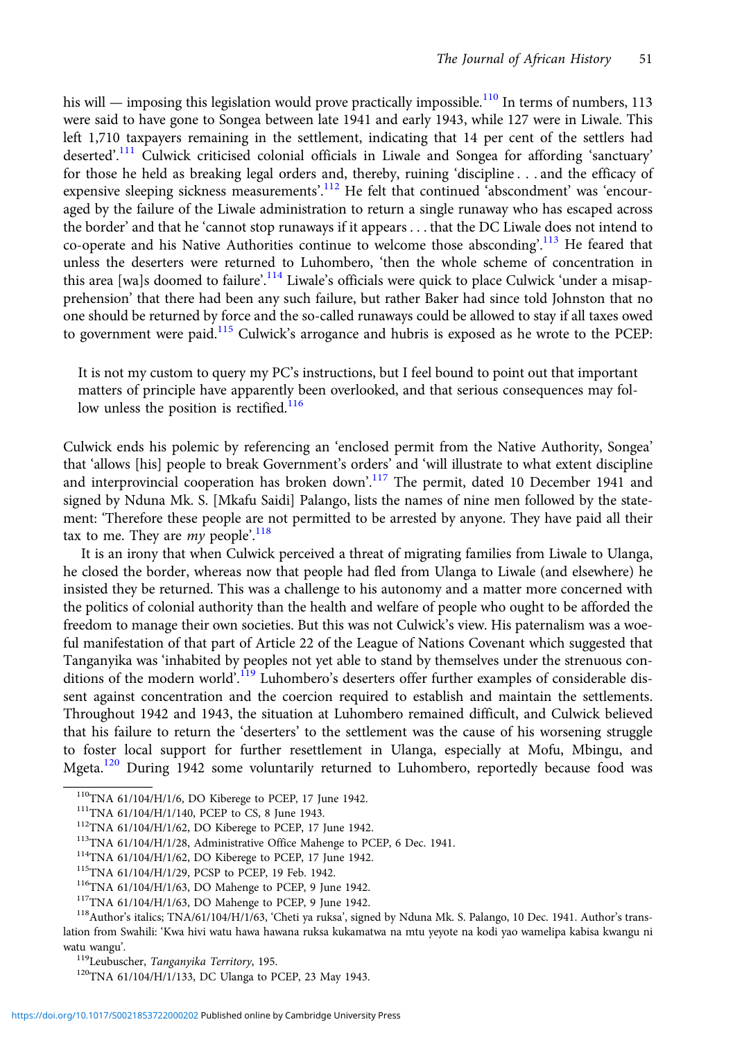his will — imposing this legislation would prove practically impossible.[110] In terms of numbers, 113 were said to have gone to Songea between late 1941 and early 1943, while 127 were in Liwale. This left 1,710 taxpayers remaining in the settlement, indicating that 14 per cent of the settlers had deserted'.[111] Culwick criticised colonial officials in Liwale and Songea for affording 'sanctuary' for those he held as breaking legal orders and, thereby, ruining 'discipline . . . and the efficacy of expensive sleeping sickness measurements'.[112] He felt that continued 'abscondment' was 'encouraged by the failure of the Liwale administration to return a single runaway who has escaped across the border' and that he 'cannot stop runaways if it appears . . . that the DC Liwale does not intend to co-operate and his Native Authorities continue to welcome those absconding'.[113] He feared that unless the deserters were returned to Luhombero, 'then the whole scheme of concentration in this area [wa]s doomed to failure'.[114] Liwale's officials were quick to place Culwick 'under a misapprehension' that there had been any such failure, but rather Baker had since told Johnston that no one should be returned by force and the so-called runaways could be allowed to stay if all taxes owed to government were paid.[115] Culwick's arrogance and hubris is exposed as he wrote to the PCEP:

> It is not my custom to query my PC's instructions, but I feel bound to point out that important matters of principle have apparently been overlooked, and that serious consequences may follow unless the position is rectified.[116]

Culwick ends his polemic by referencing an 'enclosed permit from the Native Authority, Songea' that 'allows [his] people to break Government's orders' and 'will illustrate to what extent discipline and interprovincial cooperation has broken down'.[117] The permit, dated 10 December 1941 and signed by Nduna Mk. S. [Mkafu Saidi] Palango, lists the names of nine men followed by the statement: 'Therefore these people are not permitted to be arrested by anyone. They have paid all their tax to me. They are *my* people'.[118]

It is an irony that when Culwick perceived a threat of migrating families from Liwale to Ulanga, he closed the border, whereas now that people had fled from Ulanga to Liwale (and elsewhere) he insisted they be returned. This was a challenge to his autonomy and a matter more concerned with the politics of colonial authority than the health and welfare of people who ought to be afforded the freedom to manage their own societies. But this was not Culwick's view. His paternalism was a woeful manifestation of that part of Article 22 of the League of Nations Covenant which suggested that Tanganyika was 'inhabited by peoples not yet able to stand by themselves under the strenuous conditions of the modern world'.[119] Luhombero's deserters offer further examples of considerable dissent against concentration and the coercion required to establish and maintain the settlements. Throughout 1942 and 1943, the situation at Luhombero remained difficult, and Culwick believed that his failure to return the 'deserters' to the settlement was the cause of his worsening struggle to foster local support for further resettlement in Ulanga, especially at Mofu, Mbingu, and Mgeta.[120] During 1942 some voluntarily returned to Luhombero, reportedly because food was

[110] TNA 61/104/H/1/6, DO Kiberege to PCEP, 17 June 1942.

[111] TNA 61/104/H/1/140, PCEP to CS, 8 June 1943.

[112] TNA 61/104/H/1/62, DO Kiberege to PCEP, 17 June 1942.

[113] TNA 61/104/H/1/28, Administrative Office Mahenge to PCEP, 6 Dec. 1941.

[114] TNA 61/104/H/1/62, DO Kiberege to PCEP, 17 June 1942.

[115] TNA 61/104/H/1/29, PCSP to PCEP, 19 Feb. 1942.

[116] TNA 61/104/H/1/63, DO Mahenge to PCEP, 9 June 1942.

[117] TNA 61/104/H/1/63, DO Mahenge to PCEP, 9 June 1942.

[118] Author's italics; TNA/61/104/H/1/63, 'Cheti ya ruksa', signed by Nduna Mk. S. Palango, 10 Dec. 1941. Author's translation from Swahili: 'Kwa hivi watu hawa hawana ruksa kukamatwa na mtu yeyote na kodi yao wamelipa kabisa kwangu ni watu wangu'.

[119] Leubuscher, *Tanganyika Territory*, 195.

[120] TNA 61/104/H/1/133, DC Ulanga to PCEP, 23 May 1943.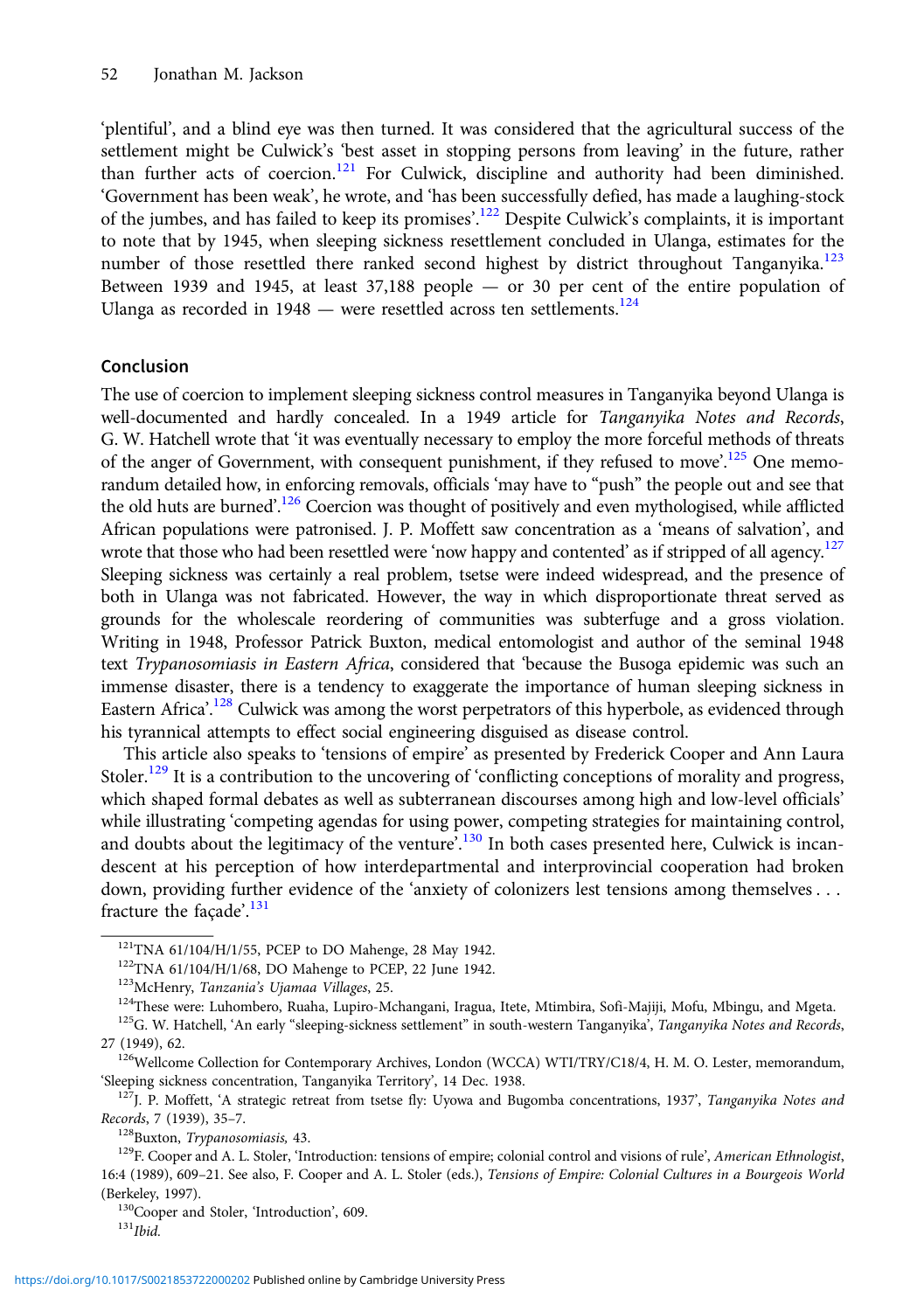'plentiful', and a blind eye was then turned. It was considered that the agricultural success of the settlement might be Culwick's 'best asset in stopping persons from leaving' in the future, rather than further acts of coercion.[121] For Culwick, discipline and authority had been diminished. 'Government has been weak', he wrote, and 'has been successfully defied, has made a laughing-stock of the jumbes, and has failed to keep its promises'.[122] Despite Culwick's complaints, it is important to note that by 1945, when sleeping sickness resettlement concluded in Ulanga, estimates for the number of those resettled there ranked second highest by district throughout Tanganyika.[123] Between 1939 and 1945, at least 37,188 people — or 30 per cent of the entire population of Ulanga as recorded in 1948 — were resettled across ten settlements.[124]

## Conclusion

The use of coercion to implement sleeping sickness control measures in Tanganyika beyond Ulanga is well-documented and hardly concealed. In a 1949 article for *Tanganyika Notes and Records*, G. W. Hatchell wrote that 'it was eventually necessary to employ the more forceful methods of threats of the anger of Government, with consequent punishment, if they refused to move'.[125] One memorandum detailed how, in enforcing removals, officials 'may have to "push" the people out and see that the old huts are burned'.[126] Coercion was thought of positively and even mythologised, while afflicted African populations were patronised. J. P. Moffett saw concentration as a 'means of salvation', and wrote that those who had been resettled were 'now happy and contented' as if stripped of all agency.[127] Sleeping sickness was certainly a real problem, tsetse were indeed widespread, and the presence of both in Ulanga was not fabricated. However, the way in which disproportionate threat served as grounds for the wholescale reordering of communities was subterfuge and a gross violation. Writing in 1948, Professor Patrick Buxton, medical entomologist and author of the seminal 1948 text *Trypanosomiasis in Eastern Africa*, considered that 'because the Busoga epidemic was such an immense disaster, there is a tendency to exaggerate the importance of human sleeping sickness in Eastern Africa'.[128] Culwick was among the worst perpetrators of this hyperbole, as evidenced through his tyrannical attempts to effect social engineering disguised as disease control.

This article also speaks to 'tensions of empire' as presented by Frederick Cooper and Ann Laura Stoler.[129] It is a contribution to the uncovering of 'conflicting conceptions of morality and progress, which shaped formal debates as well as subterranean discourses among high and low-level officials' while illustrating 'competing agendas for using power, competing strategies for maintaining control, and doubts about the legitimacy of the venture'.[130] In both cases presented here, Culwick is incandescent at his perception of how interdepartmental and interprovincial cooperation had broken down, providing further evidence of the 'anxiety of colonizers lest tensions among themselves . . . fracture the façade'.[131]

---

[121] TNA 61/104/H/1/55, PCEP to DO Mahenge, 28 May 1942.

[122] TNA 61/104/H/1/68, DO Mahenge to PCEP, 22 June 1942.

[123] McHenry, *Tanzania's Ujamaa Villages*, 25.

[124] These were: Luhombero, Ruaha, Lupiro-Mchangani, Iragua, Itete, Mtimbira, Sofi-Majiji, Mofu, Mbingu, and Mgeta.

[125] G. W. Hatchell, 'An early "sleeping-sickness settlement" in south-western Tanganyika', *Tanganyika Notes and Records*, 27 (1949), 62.

[126] Wellcome Collection for Contemporary Archives, London (WCCA) WTI/TRY/C18/4, H. M. O. Lester, memorandum, 'Sleeping sickness concentration, Tanganyika Territory', 14 Dec. 1938.

[127] J. P. Moffett, 'A strategic retreat from tsetse fly: Uyowa and Bugomba concentrations, 1937', *Tanganyika Notes and Records*, 7 (1939), 35–7.

[128] Buxton, *Trypanosomiasis*, 43.

[129] F. Cooper and A. L. Stoler, 'Introduction: tensions of empire; colonial control and visions of rule', *American Ethnologist*, 16:4 (1989), 609–21. See also, F. Cooper and A. L. Stoler (eds.), *Tensions of Empire: Colonial Cultures in a Bourgeois World* (Berkeley, 1997).

[130] Cooper and Stoler, 'Introduction', 609.

[131] *Ibid.*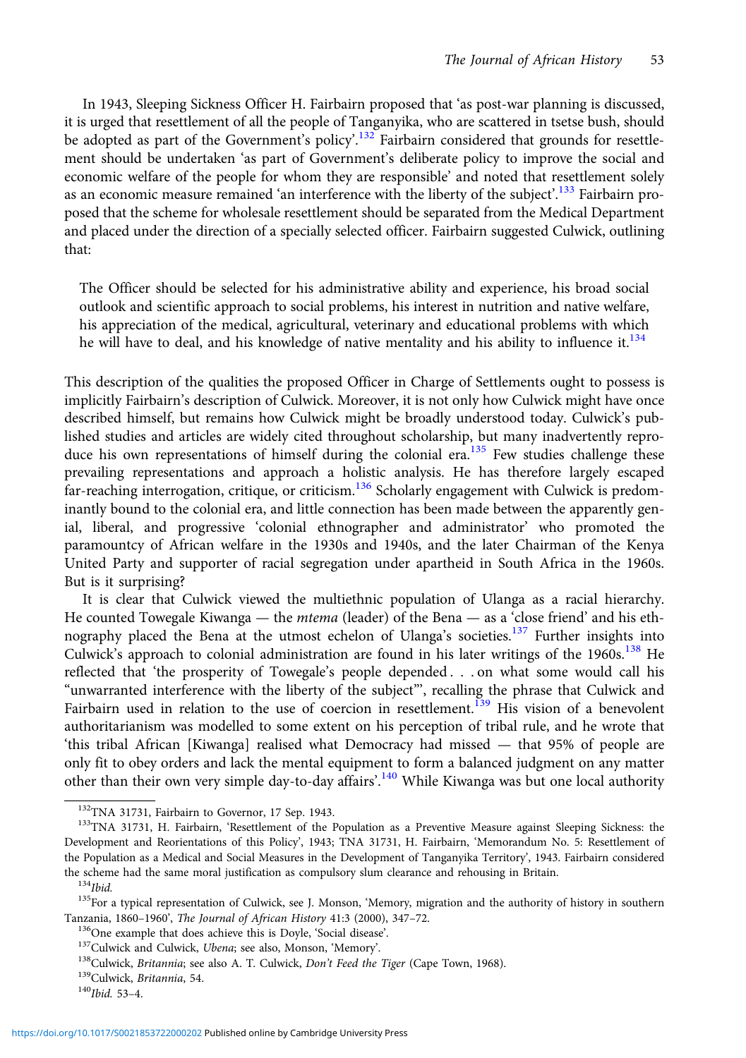In 1943, Sleeping Sickness Officer H. Fairbairn proposed that 'as post-war planning is discussed, it is urged that resettlement of all the people of Tanganyika, who are scattered in tsetse bush, should be adopted as part of the Government's policy'.[132] Fairbairn considered that grounds for resettlement should be undertaken 'as part of Government's deliberate policy to improve the social and economic welfare of the people for whom they are responsible' and noted that resettlement solely as an economic measure remained 'an interference with the liberty of the subject'.[133] Fairbairn proposed that the scheme for wholesale resettlement should be separated from the Medical Department and placed under the direction of a specially selected officer. Fairbairn suggested Culwick, outlining that:

> The Officer should be selected for his administrative ability and experience, his broad social outlook and scientific approach to social problems, his interest in nutrition and native welfare, his appreciation of the medical, agricultural, veterinary and educational problems with which he will have to deal, and his knowledge of native mentality and his ability to influence it.[134]

This description of the qualities the proposed Officer in Charge of Settlements ought to possess is implicitly Fairbairn's description of Culwick. Moreover, it is not only how Culwick might have once described himself, but remains how Culwick might be broadly understood today. Culwick's published studies and articles are widely cited throughout scholarship, but many inadvertently reproduce his own representations of himself during the colonial era.[135] Few studies challenge these prevailing representations and approach a holistic analysis. He has therefore largely escaped far-reaching interrogation, critique, or criticism.[136] Scholarly engagement with Culwick is predominantly bound to the colonial era, and little connection has been made between the apparently genial, liberal, and progressive 'colonial ethnographer and administrator' who promoted the paramountcy of African welfare in the 1930s and 1940s, and the later Chairman of the Kenya United Party and supporter of racial segregation under apartheid in South Africa in the 1960s. But is it surprising?

It is clear that Culwick viewed the multiethnic population of Ulanga as a racial hierarchy. He counted Towegale Kiwanga — the *mtema* (leader) of the Bena — as a 'close friend' and his ethnography placed the Bena at the utmost echelon of Ulanga's societies.[137] Further insights into Culwick's approach to colonial administration are found in his later writings of the 1960s.[138] He reflected that 'the prosperity of Towegale's people depended . . . on what some would call his "unwarranted interference with the liberty of the subject"', recalling the phrase that Culwick and Fairbairn used in relation to the use of coercion in resettlement.[139] His vision of a benevolent authoritarianism was modelled to some extent on his perception of tribal rule, and he wrote that 'this tribal African [Kiwanga] realised what Democracy had missed — that 95% of people are only fit to obey orders and lack the mental equipment to form a balanced judgment on any matter other than their own very simple day-to-day affairs'.[140] While Kiwanga was but one local authority

[132] TNA 31731, Fairbairn to Governor, 17 Sep. 1943.

[133] TNA 31731, H. Fairbairn, 'Resettlement of the Population as a Preventive Measure against Sleeping Sickness: the Development and Reorientations of this Policy', 1943; TNA 31731, H. Fairbairn, 'Memorandum No. 5: Resettlement of the Population as a Medical and Social Measures in the Development of Tanganyika Territory', 1943. Fairbairn considered the scheme had the same moral justification as compulsory slum clearance and rehousing in Britain.

[134] *Ibid.*

[135] For a typical representation of Culwick, see J. Monson, 'Memory, migration and the authority of history in southern Tanzania, 1860–1960', *The Journal of African History* 41:3 (2000), 347–72.

[136] One example that does achieve this is Doyle, 'Social disease'.

[137] Culwick and Culwick, *Ubena*; see also, Monson, 'Memory'.

[138] Culwick, *Britannia*; see also A. T. Culwick, *Don't Feed the Tiger* (Cape Town, 1968).

[139] Culwick, *Britannia*, 54.

[140] *Ibid.* 53–4.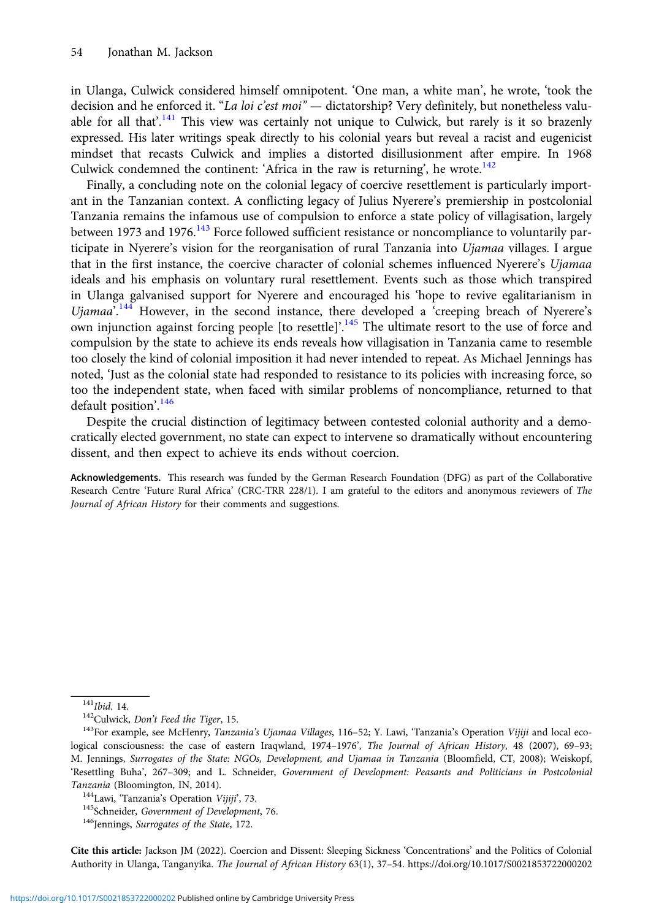in Ulanga, Culwick considered himself omnipotent. 'One man, a white man', he wrote, 'took the decision and he enforced it. "*La loi c'est moi*" — dictatorship? Very definitely, but nonetheless valuable for all that'.[141] This view was certainly not unique to Culwick, but rarely is it so brazenly expressed. His later writings speak directly to his colonial years but reveal a racist and eugenicist mindset that recasts Culwick and implies a distorted disillusionment after empire. In 1968 Culwick condemned the continent: 'Africa in the raw is returning', he wrote.[142]

Finally, a concluding note on the colonial legacy of coercive resettlement is particularly important in the Tanzanian context. A conflicting legacy of Julius Nyerere's premiership in postcolonial Tanzania remains the infamous use of compulsion to enforce a state policy of villagisation, largely between 1973 and 1976.[143] Force followed sufficient resistance or noncompliance to voluntarily participate in Nyerere's vision for the reorganisation of rural Tanzania into *Ujamaa* villages. I argue that in the first instance, the coercive character of colonial schemes influenced Nyerere's *Ujamaa* ideals and his emphasis on voluntary rural resettlement. Events such as those which transpired in Ulanga galvanised support for Nyerere and encouraged his 'hope to revive egalitarianism in *Ujamaa*'.[144] However, in the second instance, there developed a 'creeping breach of Nyerere's own injunction against forcing people [to resettle]'.[145] The ultimate resort to the use of force and compulsion by the state to achieve its ends reveals how villagisation in Tanzania came to resemble too closely the kind of colonial imposition it had never intended to repeat. As Michael Jennings has noted, 'Just as the colonial state had responded to resistance to its policies with increasing force, so too the independent state, when faced with similar problems of noncompliance, returned to that default position'.[146]

Despite the crucial distinction of legitimacy between contested colonial authority and a democratically elected government, no state can expect to intervene so dramatically without encountering dissent, and then expect to achieve its ends without coercion.

**Acknowledgements.** This research was funded by the German Research Foundation (DFG) as part of the Collaborative Research Centre 'Future Rural Africa' (CRC-TRR 228/1). I am grateful to the editors and anonymous reviewers of *The Journal of African History* for their comments and suggestions.

---

[141] *Ibid.* 14.

[142] Culwick, *Don't Feed the Tiger*, 15.

[143] For example, see McHenry, *Tanzania's Ujamaa Villages*, 116–52; Y. Lawi, 'Tanzania's Operation *Vijiji* and local ecological consciousness: the case of eastern Iraqwland, 1974–1976', *The Journal of African History*, 48 (2007), 69–93; M. Jennings, *Surrogates of the State: NGOs, Development, and Ujamaa in Tanzania* (Bloomfield, CT, 2008); Weiskopf, 'Resettling Buha', 267–309; and L. Schneider, *Government of Development: Peasants and Politicians in Postcolonial Tanzania* (Bloomington, IN, 2014).

[144] Lawi, 'Tanzania's Operation *Vijiji*', 73.

[145] Schneider, *Government of Development*, 76.

[146] Jennings, *Surrogates of the State*, 172.

**Cite this article:** Jackson JM (2022). Coercion and Dissent: Sleeping Sickness 'Concentrations' and the Politics of Colonial Authority in Ulanga, Tanganyika. *The Journal of African History* 63(1), 37–54. https://doi.org/10.1017/S0021853722000202